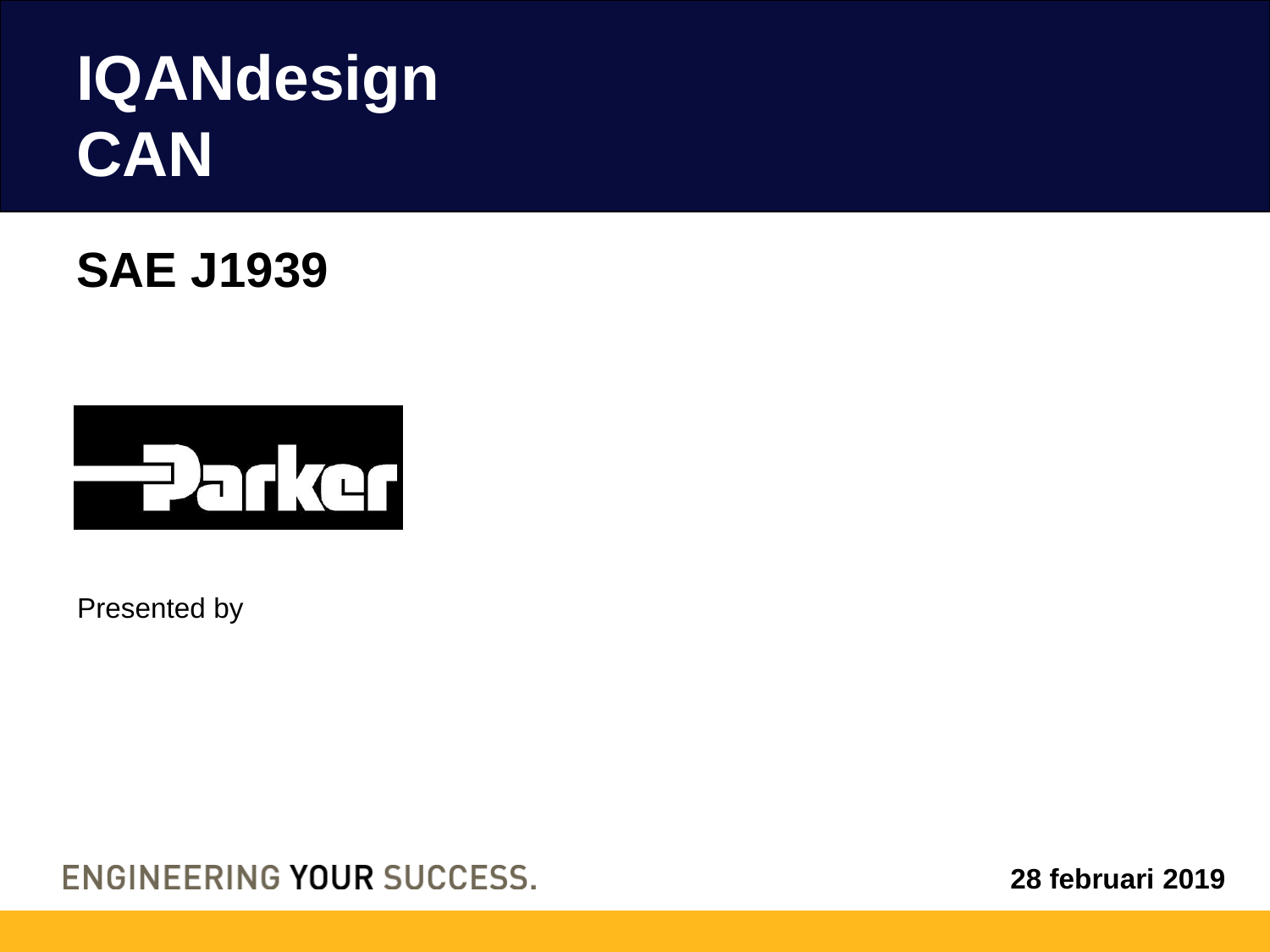# IQANdesign
# CAN

## SAE J1939

Parker

Presented by

ENGINEERING YOUR SUCCESS.

**28 februari 2019**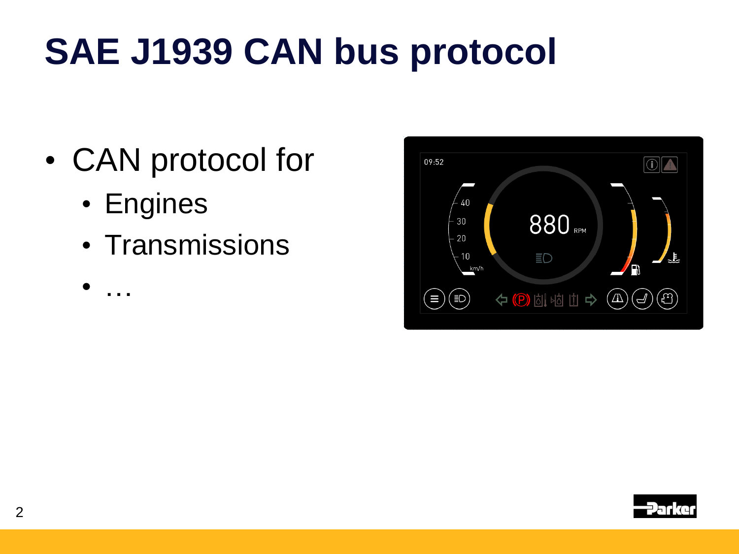# SAE J1939 CAN bus protocol

- CAN protocol for
  - Engines
  - Transmissions
  - …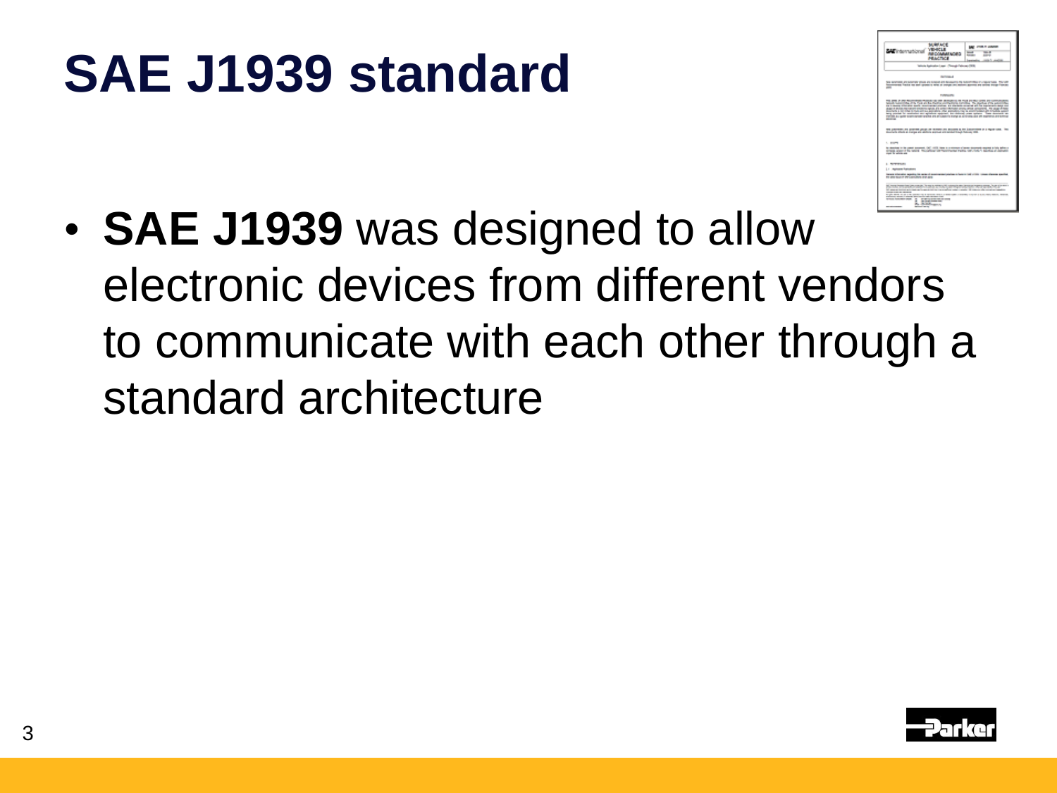# SAE J1939 standard

- **SAE J1939** was designed to allow electronic devices from different vendors to communicate with each other through a standard architecture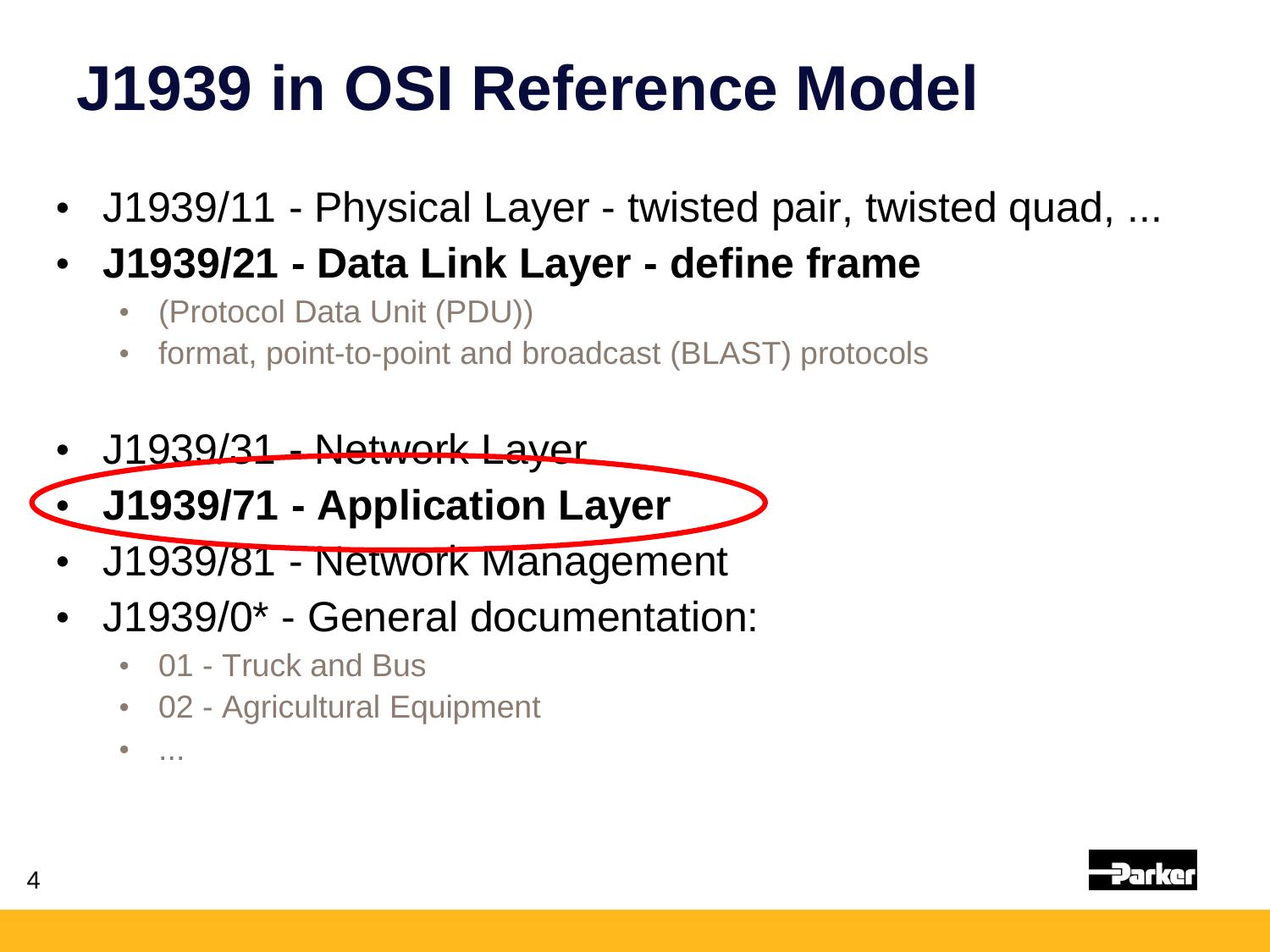# J1939 in OSI Reference Model

- J1939/11 - Physical Layer - twisted pair, twisted quad, ...
- **J1939/21 - Data Link Layer - define frame**
  - (Protocol Data Unit (PDU))
  - format, point-to-point and broadcast (BLAST) protocols
- J1939/31 - Network Layer
- **J1939/71 - Application Layer**
- J1939/81 - Network Management
- J1939/0* - General documentation:
  - 01 - Truck and Bus
  - 02 - Agricultural Equipment
  - ...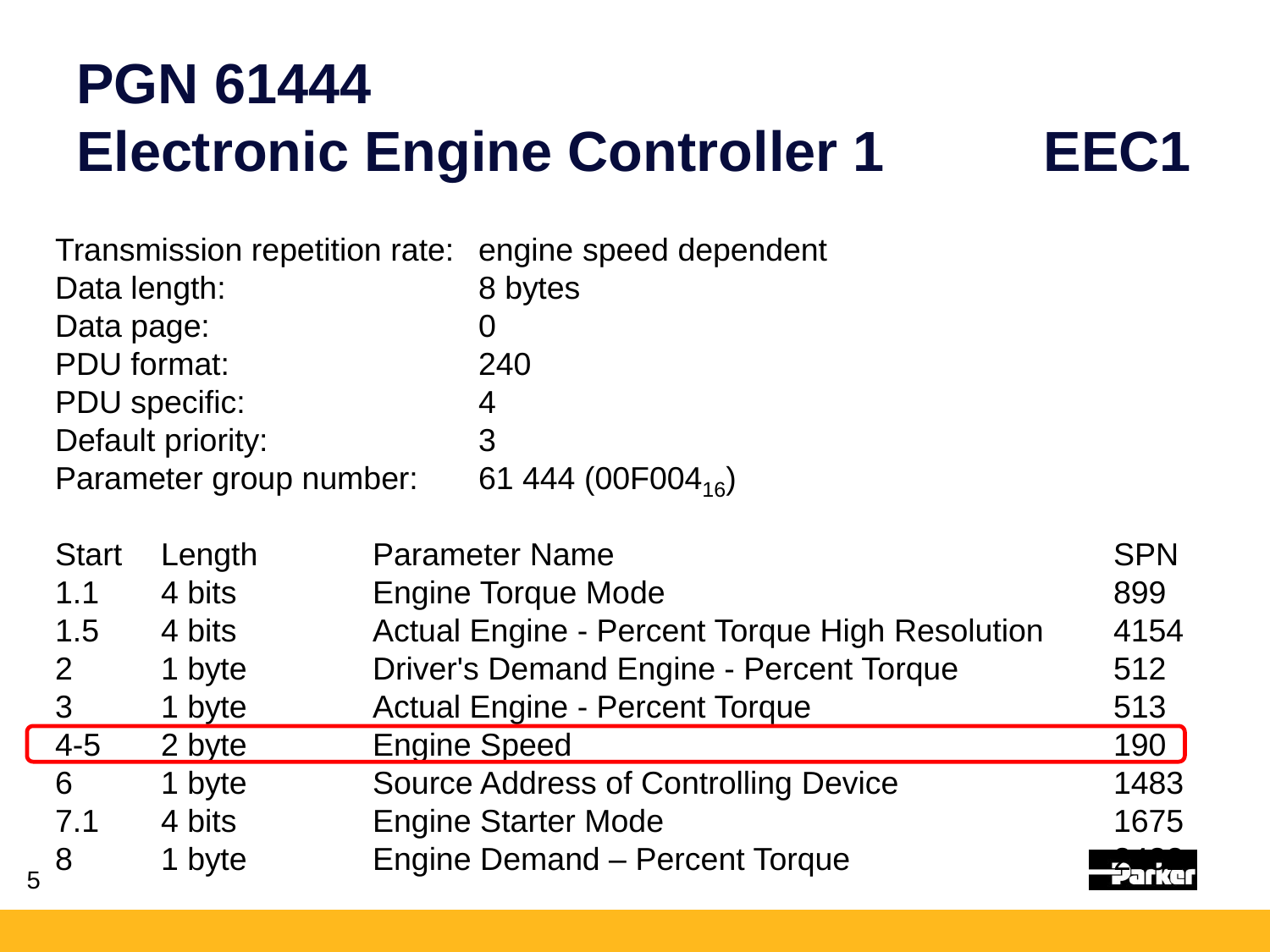# PGN 61444
# Electronic Engine Controller 1 EEC1

| | |
|---|---|
| Transmission repetition rate: | engine speed dependent |
| Data length: | 8 bytes |
| Data page: | 0 |
| PDU format: | 240 |
| PDU specific: | 4 |
| Default priority: | 3 |
| Parameter group number: | 61 444 ($00F004_{16}$) |

| Start | Length | Parameter Name | SPN |
|---|---|---|---|
| 1.1 | 4 bits | Engine Torque Mode | 899 |
| 1.5 | 4 bits | Actual Engine - Percent Torque High Resolution | 4154 |
| 2 | 1 byte | Driver's Demand Engine - Percent Torque | 512 |
| 3 | 1 byte | Actual Engine - Percent Torque | 513 |
| 4-5 | 2 byte | Engine Speed | 190 |
| 6 | 1 byte | Source Address of Controlling Device | 1483 |
| 7.1 | 4 bits | Engine Starter Mode | 1675 |
| 8 | 1 byte | Engine Demand – Percent Torque | |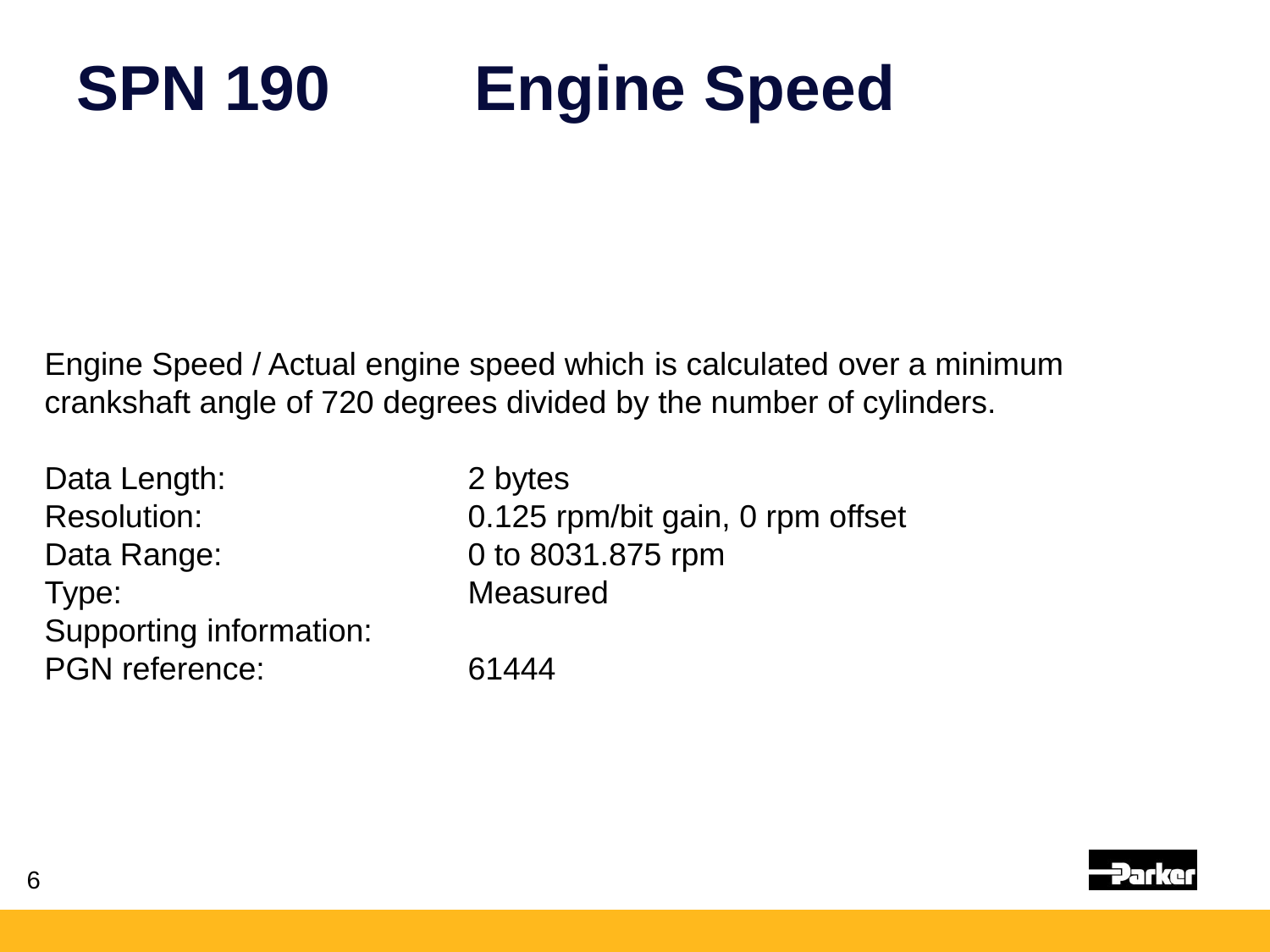# SPN 190 Engine Speed

Engine Speed / Actual engine speed which is calculated over a minimum crankshaft angle of 720 degrees divided by the number of cylinders.

| | |
|---|---|
| Data Length: | 2 bytes |
| Resolution: | 0.125 rpm/bit gain, 0 rpm offset |
| Data Range: | 0 to 8031.875 rpm |
| Type: | Measured |
| Supporting information: | |
| PGN reference: | 61444 |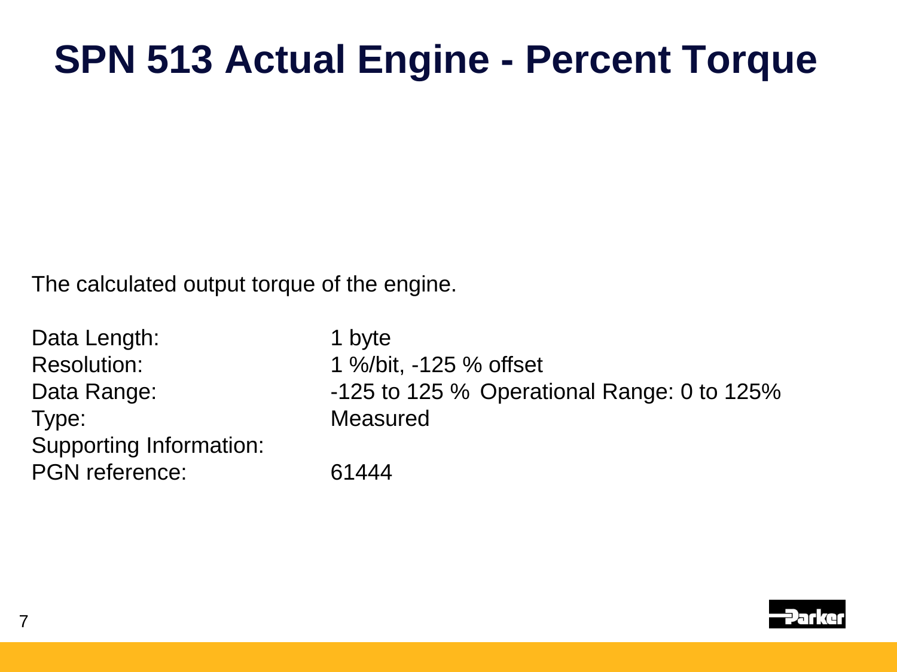# SPN 513 Actual Engine - Percent Torque

The calculated output torque of the engine.

| | |
|---|---|
| Data Length: | 1 byte |
| Resolution: | 1 %/bit, -125 % offset |
| Data Range: | -125 to 125 % Operational Range: 0 to 125% |
| Type: | Measured |
| Supporting Information: | |
| PGN reference: | 61444 |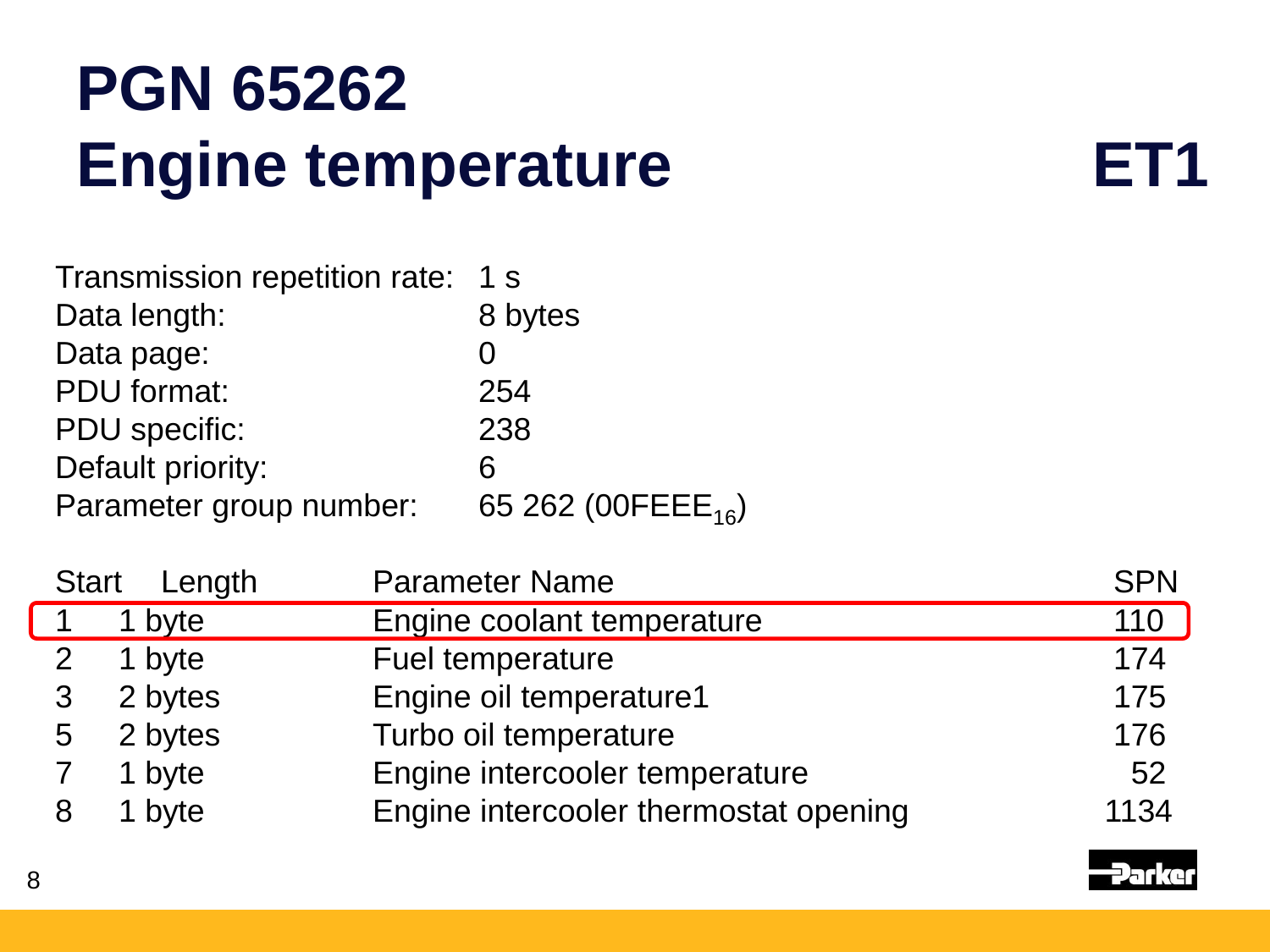# PGN 65262
# Engine temperature ET1

Transmission repetition rate: 1 s
Data length: 8 bytes
Data page: 0
PDU format: 254
PDU specific: 238
Default priority: 6
Parameter group number: 65 262 ($00FEEE_{16}$)

| Start | Length | Parameter Name | SPN |
|---|---|---|---|
| 1 | 1 byte | Engine coolant temperature | 110 |
| 2 | 1 byte | Fuel temperature | 174 |
| 3 | 2 bytes | Engine oil temperature1 | 175 |
| 5 | 2 bytes | Turbo oil temperature | 176 |
| 7 | 1 byte | Engine intercooler temperature | 52 |
| 8 | 1 byte | Engine intercooler thermostat opening | 1134 |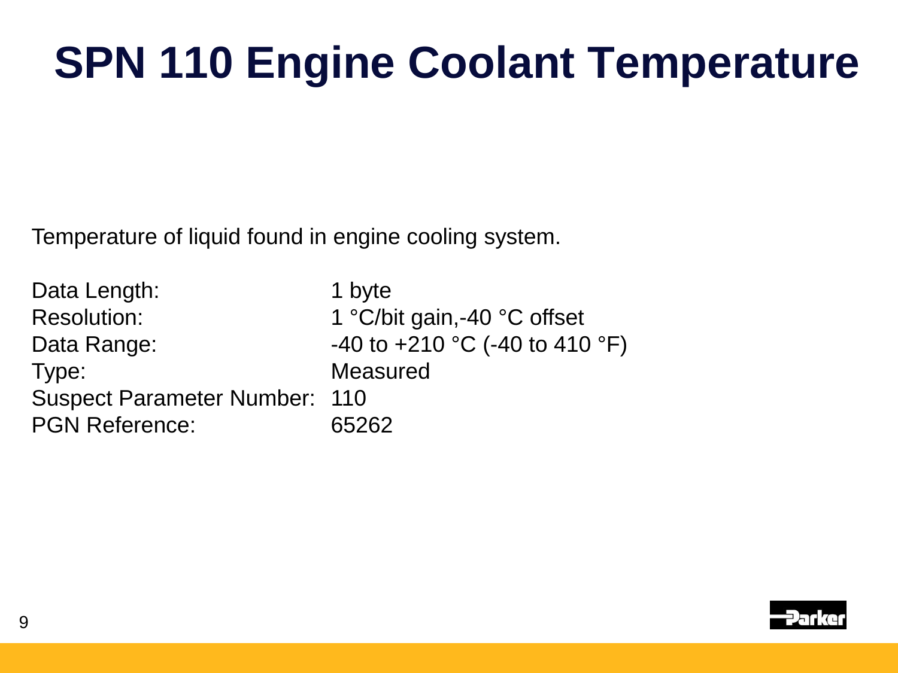# SPN 110 Engine Coolant Temperature

Temperature of liquid found in engine cooling system.

| | |
|---|---|
| Data Length: | 1 byte |
| Resolution: | 1 °C/bit gain,-40 °C offset |
| Data Range: | -40 to +210 °C (-40 to 410 °F) |
| Type: | Measured |
| Suspect Parameter Number: | 110 |
| PGN Reference: | 65262 |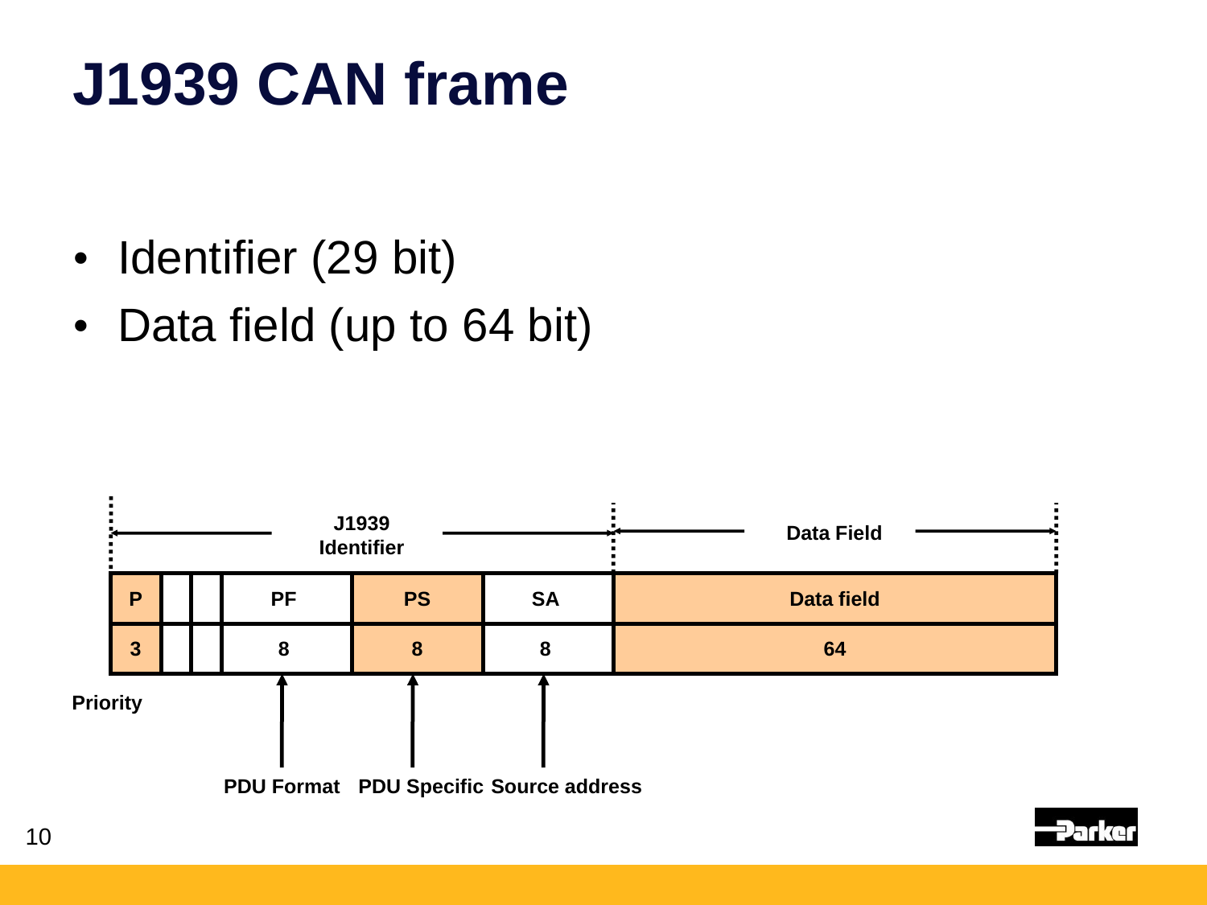# J1939 CAN frame

- Identifier (29 bit)
- Data field (up to 64 bit)

| J1939 Identifier | | | | | | Data Field |
|---|---|---|---|---|---|---|
| P | | | PF | PS | SA | Data field |
| 3 | | | 8 | 8 | 8 | 64 |

Priority

PDU Format PDU Specific Source address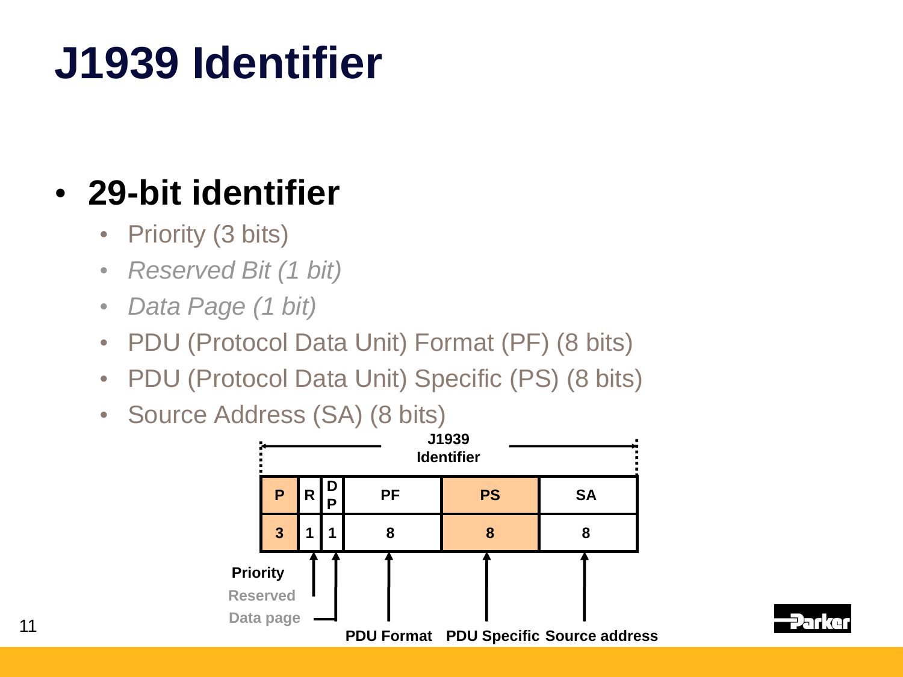# J1939 Identifier

- **29-bit identifier**
  - Priority (3 bits)
  - *Reserved Bit (1 bit)*
  - *Data Page (1 bit)*
  - PDU (Protocol Data Unit) Format (PF) (8 bits)
  - PDU (Protocol Data Unit) Specific (PS) (8 bits)
  - Source Address (SA) (8 bits)

**J1939 Identifier**

| P | R | DP | PF | PS | SA |
|---|---|---|---|---|---|
| 3 | 1 | 1 | 8 | 8 | 8 |

**Priority** | Reserved | Data page | **PDU Format** | **PDU Specific** | **Source address**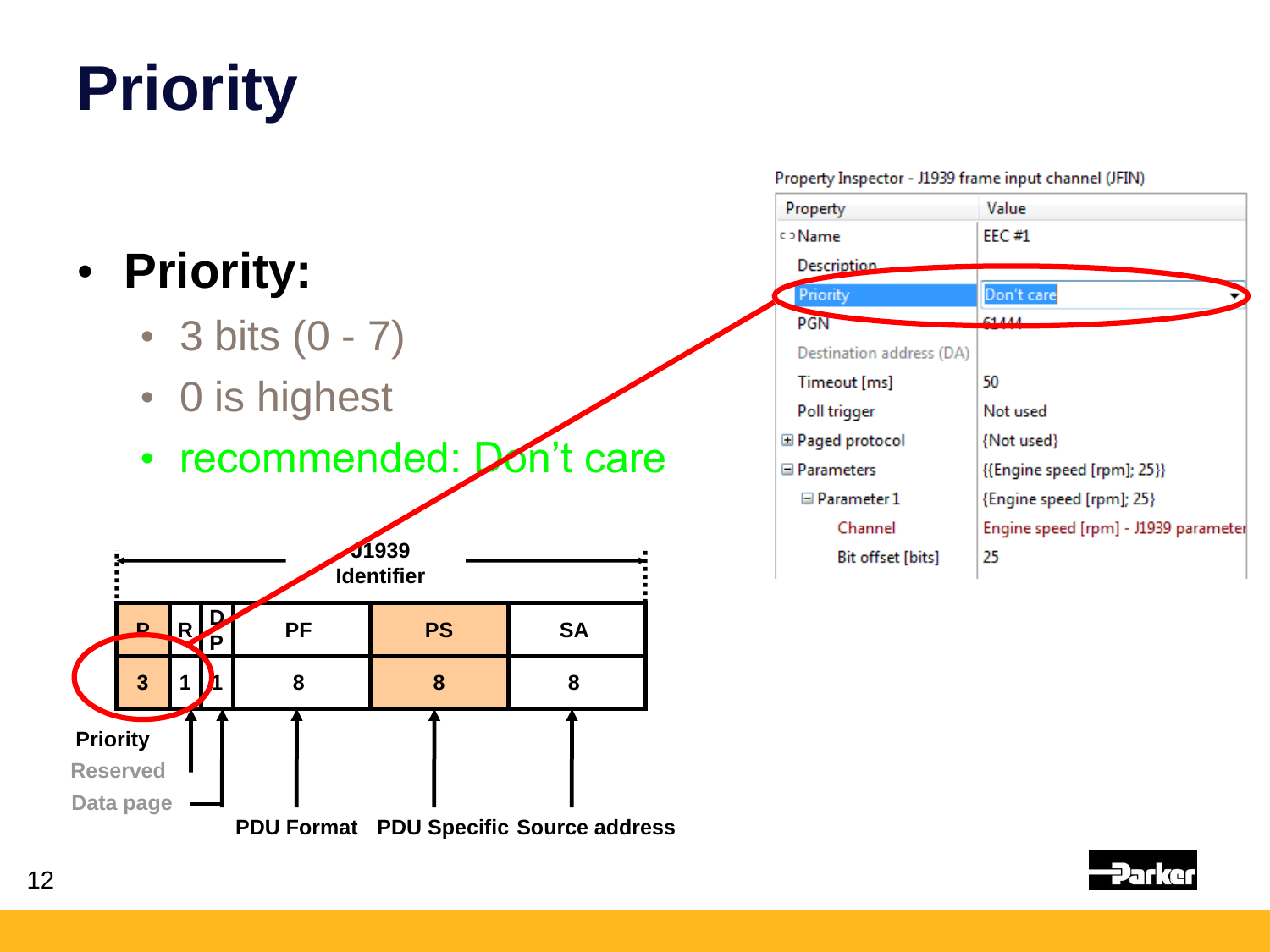# Priority

- **Priority:**
  - 3 bits (0 - 7)
  - 0 is highest
  - recommended: Don't care

J1939 Identifier

| P | R | DP | PF | PS | SA |
|---|---|---|---|---|---|
| 3 | 1 | 1 | 8 | 8 | 8 |

Priority
Reserved
Data page
PDU Format
PDU Specific
Source address

Property Inspector - J1939 frame input channel (JFIN)

| Property | Value |
|---|---|
| Name | EEC #1 |
| Description | |
| Priority | Don't care |
| PGN | 61444 |
| Destination address (DA) | |
| Timeout [ms] | 50 |
| Poll trigger | Not used |
| Paged protocol | {Not used} |
| Parameters | {{Engine speed [rpm]; 25}} |
| Parameter 1 | {Engine speed [rpm]; 25} |
| Channel | Engine speed [rpm] - J1939 parameter |
| Bit offset [bits] | 25 |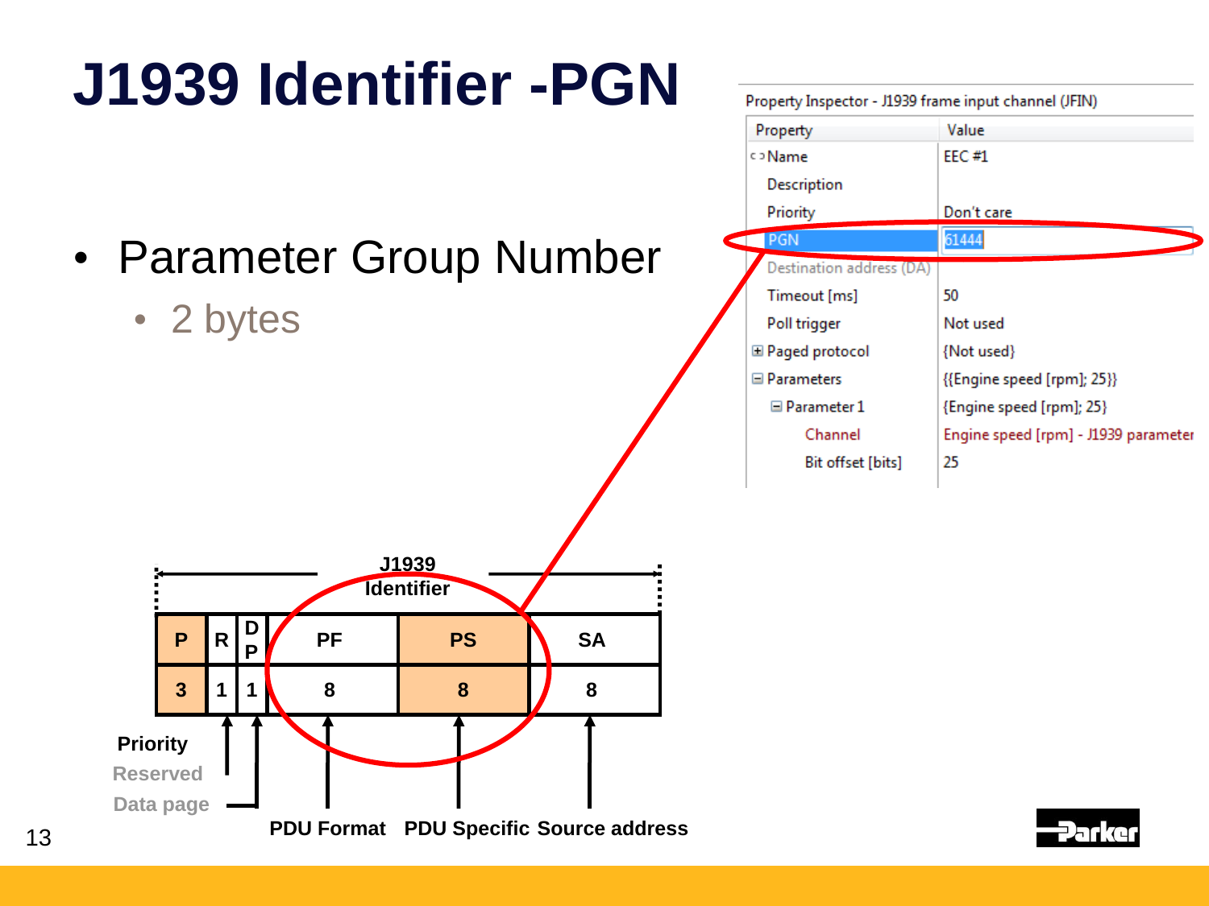# J1939 Identifier -PGN

- Parameter Group Number
  - 2 bytes

Property Inspector - J1939 frame input channel (JFIN)

| Property | Value |
|---|---|
| Name | EEC #1 |
| Description | |
| Priority | Don't care |
| PGN | 61444 |
| Destination address (DA) | |
| Timeout [ms] | 50 |
| Poll trigger | Not used |
| Paged protocol | {Not used} |
| Parameters | {{Engine speed [rpm]; 25}} |
| Parameter 1 | {Engine speed [rpm]; 25} |
| Channel | Engine speed [rpm] - J1939 parameter |
| Bit offset [bits] | 25 |

J1939 Identifier

| P | R | DP | PF | PS | SA |
|---|---|---|---|---|---|
| 3 | 1 | 1 | 8 | 8 | 8 |

Priority
Reserved
Data page
PDU Format
PDU Specific
Source address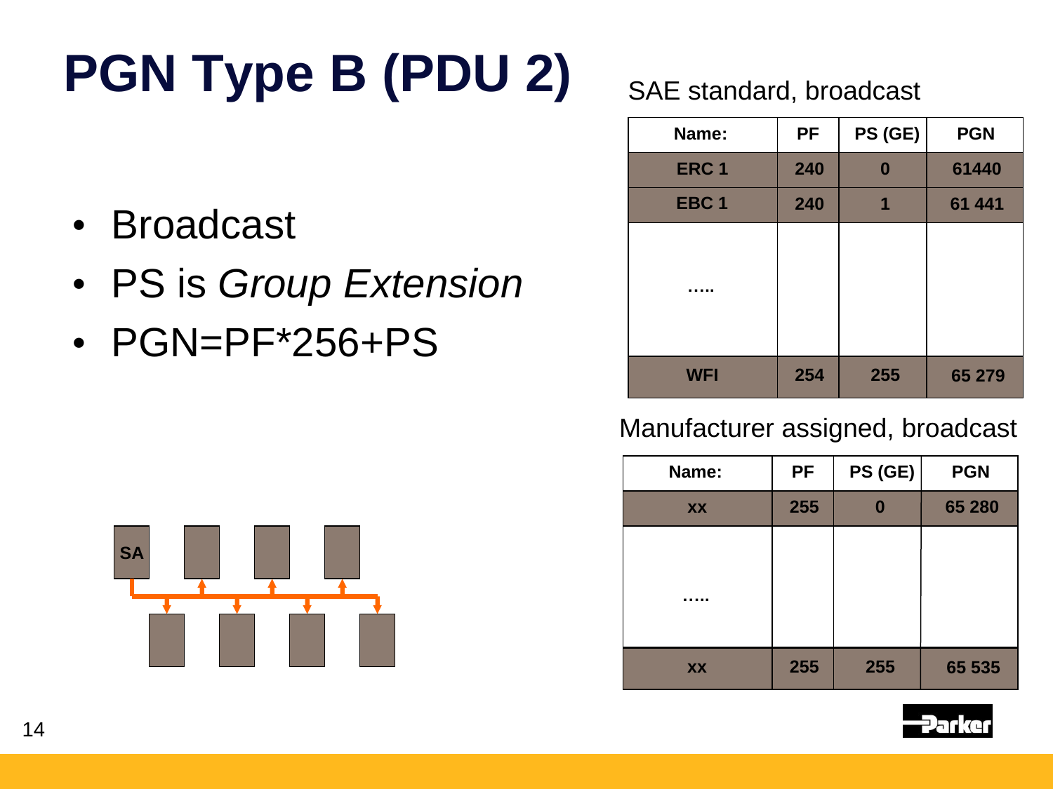# PGN Type B (PDU 2)

- Broadcast
- PS is *Group Extension*
- PGN=PF*256+PS

SAE standard, broadcast

| Name: | PF | PS (GE) | PGN |
|---|---|---|---|
| ERC 1 | 240 | 0 | 61440 |
| EBC 1 | 240 | 1 | 61 441 |
| ..... | | | |
| WFI | 254 | 255 | 65 279 |

Manufacturer assigned, broadcast

| Name: | PF | PS (GE) | PGN |
|---|---|---|---|
| xx | 255 | 0 | 65 280 |
| ..... | | | |
| xx | 255 | 255 | 65 535 |

SA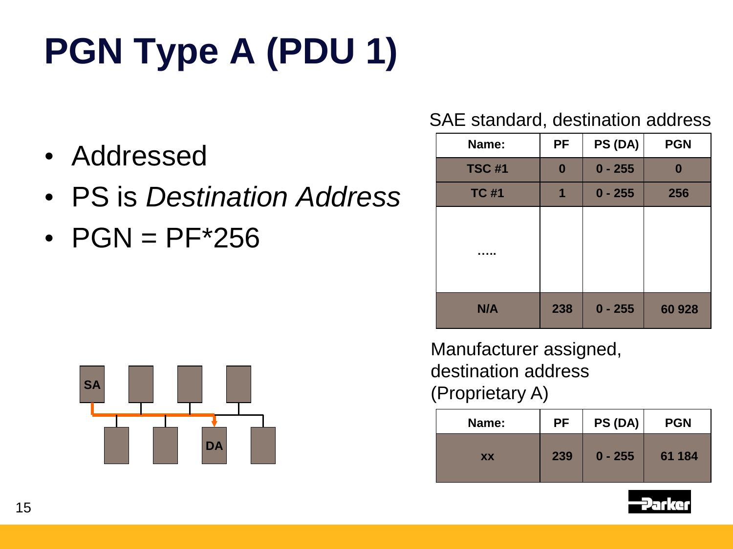# PGN Type A (PDU 1)

- Addressed
- PS is *Destination Address*
- PGN = PF*256

SAE standard, destination address

| Name: | PF | PS (DA) | PGN |
|---|---|---|---|
| TSC #1 | 0 | 0 - 255 | 0 |
| TC #1 | 1 | 0 - 255 | 256 |
| ..... | | | |
| N/A | 238 | 0 - 255 | 60 928 |

Manufacturer assigned, destination address (Proprietary A)

| Name: | PF | PS (DA) | PGN |
|---|---|---|---|
| xx | 239 | 0 - 255 | 61 184 |

SA

DA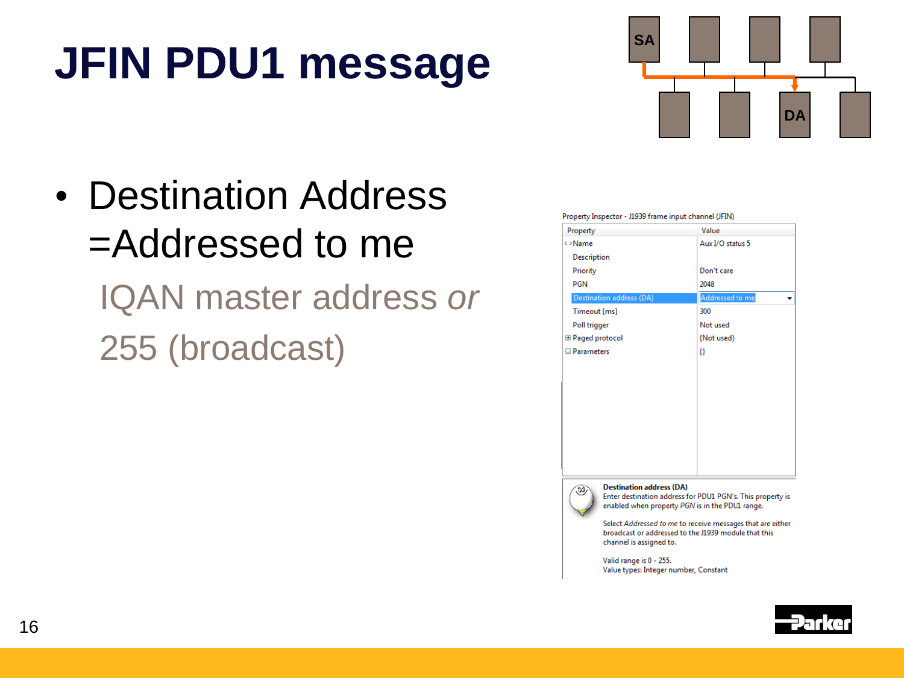# JFIN PDU1 message

- Destination Address =Addressed to me

  IQAN master address *or*

  255 (broadcast)

Property Inspector - J1939 frame input channel (JFIN)

| Property | Value |
|---|---|
| Name | Aux I/O status 5 |
| Description | |
| Priority | Don't care |
| PGN | 2048 |
| Destination address (DA) | Addressed to me |
| Timeout [ms] | 300 |
| Poll trigger | Not used |
| Paged protocol | {Not used} |
| Parameters | {} |

**Destination address (DA)**
Enter destination address for PDU1 PGN's. This property is enabled when property *PGN* is in the PDU1 range.

Select *Addressed to me* to receive messages that are either broadcast or addressed to the J1939 module that this channel is assigned to.

Valid range is 0 - 255.
Value types: Integer number, Constant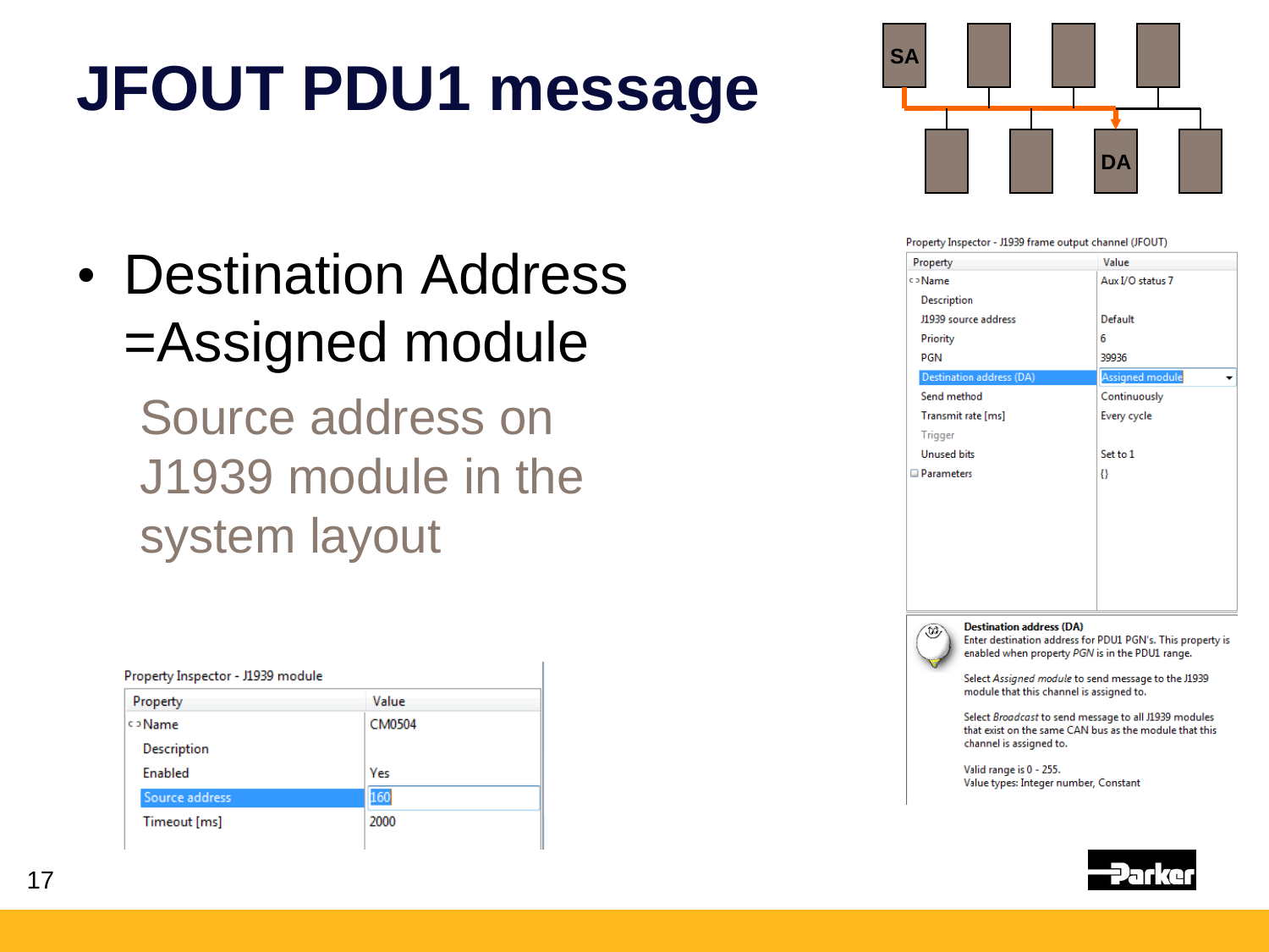# JFOUT PDU1 message

- Destination Address =Assigned module

  Source address on J1939 module in the system layout

Property Inspector - J1939 frame output channel (JFOUT)

| Property | Value |
|---|---|
| Name | Aux I/O status 7 |
| Description | |
| J1939 source address | Default |
| Priority | 6 |
| PGN | 39936 |
| Destination address (DA) | Assigned module |
| Send method | Continuously |
| Transmit rate [ms] | Every cycle |
| Trigger | |
| Unused bits | Set to 1 |
| Parameters | {} |

**Destination address (DA)**
Enter destination address for PDU1 PGN's. This property is enabled when property *PGN* is in the PDU1 range.

Select *Assigned module* to send message to the J1939 module that this channel is assigned to.

Select *Broadcast* to send message to all J1939 modules that exist on the same CAN bus as the module that this channel is assigned to.

Valid range is 0 - 255.
Value types: Integer number, Constant

Property Inspector - J1939 module

| Property | Value |
|---|---|
| Name | CM0504 |
| Description | |
| Enabled | Yes |
| Source address | 160 |
| Timeout [ms] | 2000 |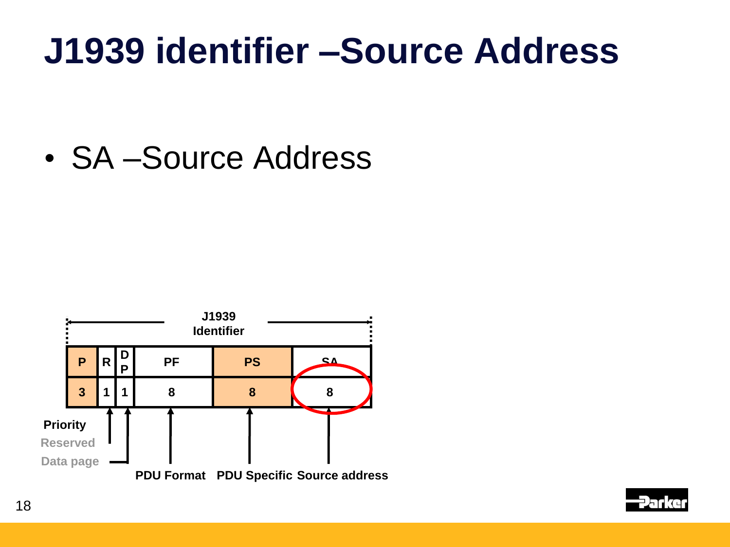# J1939 identifier –Source Address

- SA –Source Address

J1939 Identifier

| P | R | DP | PF | PS | SA |
|---|---|---|---|---|---|
| 3 | 1 | 1 | 8 | 8 | 8 |

Priority
Reserved
Data page
PDU Format
PDU Specific
Source address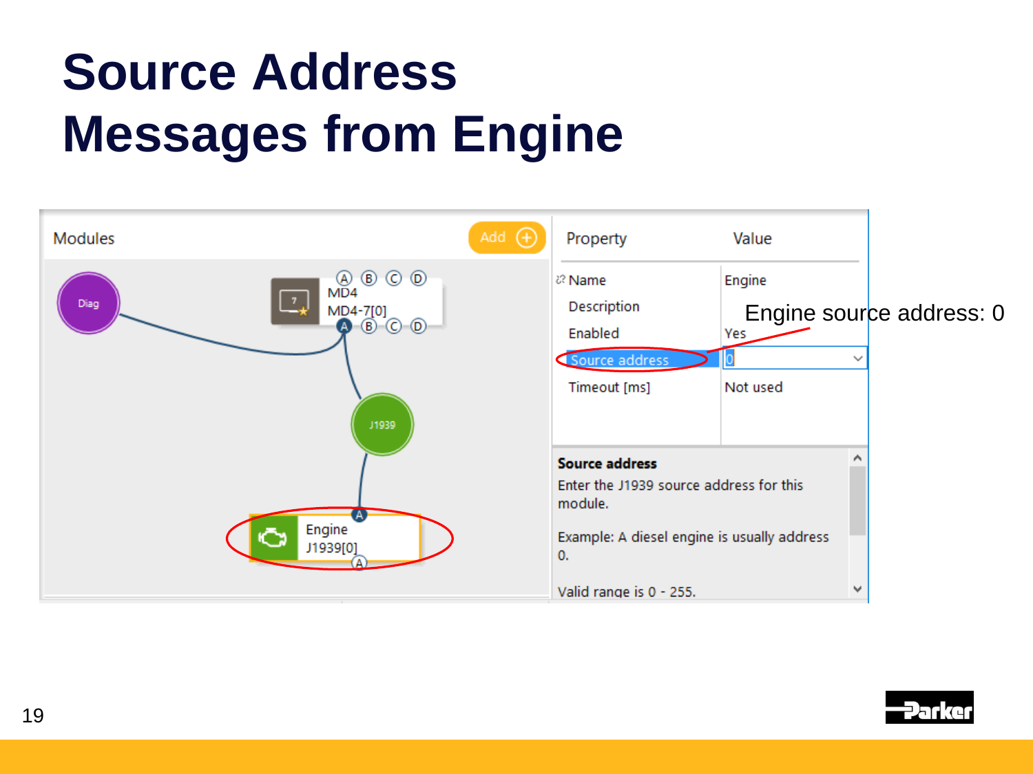# Source Address Messages from Engine

Modules

Add

Diag

MD4

MD4-7[0]

J1939

Engine

J1939[0]

| Property | Value |
|---|---|
| Name | Engine |
| Description | |
| Enabled | Yes |
| Source address | 0 |
| Timeout [ms] | Not used |

Engine source address: 0

**Source address**

Enter the J1939 source address for this module.

Example: A diesel engine is usually address 0.

Valid range is 0 - 255.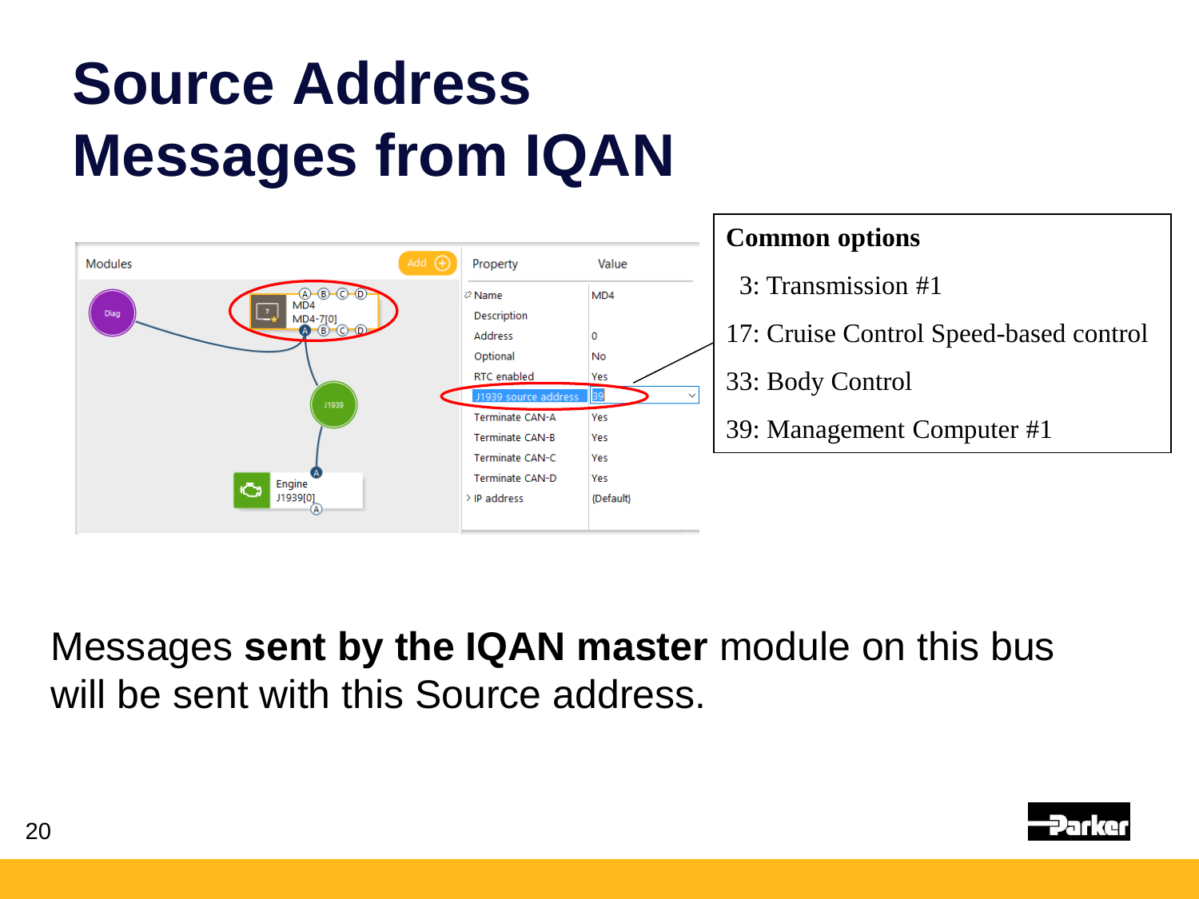# Source Address Messages from IQAN

| Property | Value |
| --- | --- |
| Name | MD4 |
| Description | |
| Address | 0 |
| Optional | No |
| RTC enabled | Yes |
| J1939 source address | 39 |
| Terminate CAN-A | Yes |
| Terminate CAN-B | Yes |
| Terminate CAN-C | Yes |
| Terminate CAN-D | Yes |
| IP address | {Default} |

**Common options**

3: Transmission #1

17: Cruise Control Speed-based control

33: Body Control

39: Management Computer #1

Messages **sent by the IQAN master** module on this bus will be sent with this Source address.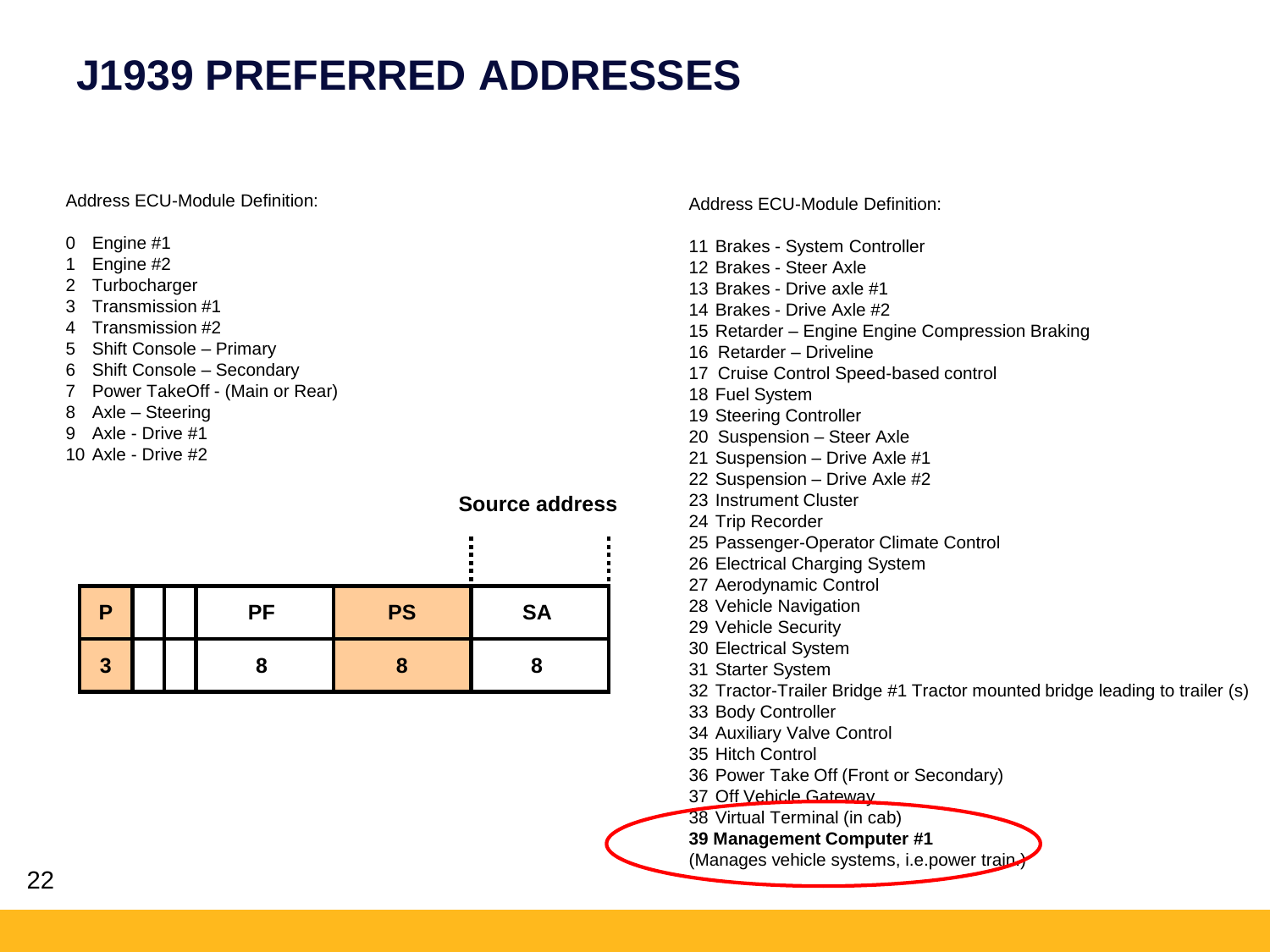# J1939 PREFERRED ADDRESSES

Address ECU-Module Definition:

0 Engine #1
1 Engine #2
2 Turbocharger
3 Transmission #1
4 Transmission #2
5 Shift Console – Primary
6 Shift Console – Secondary
7 Power TakeOff - (Main or Rear)
8 Axle – Steering
9 Axle - Drive #1
10 Axle - Drive #2

**Source address**

| P | | | PF | PS | SA |
|---|---|---|---|---|---|
| 3 | | | 8 | 8 | 8 |

Address ECU-Module Definition:

11 Brakes - System Controller
12 Brakes - Steer Axle
13 Brakes - Drive axle #1
14 Brakes - Drive Axle #2
15 Retarder – Engine Engine Compression Braking
16 Retarder – Driveline
17 Cruise Control Speed-based control
18 Fuel System
19 Steering Controller
20 Suspension – Steer Axle
21 Suspension – Drive Axle #1
22 Suspension – Drive Axle #2
23 Instrument Cluster
24 Trip Recorder
25 Passenger-Operator Climate Control
26 Electrical Charging System
27 Aerodynamic Control
28 Vehicle Navigation
29 Vehicle Security
30 Electrical System
31 Starter System
32 Tractor-Trailer Bridge #1 Tractor mounted bridge leading to trailer (s)
33 Body Controller
34 Auxiliary Valve Control
35 Hitch Control
36 Power Take Off (Front or Secondary)
37 Off Vehicle Gateway
38 Virtual Terminal (in cab)
**39 Management Computer #1**
(Manages vehicle systems, i.e.power train.)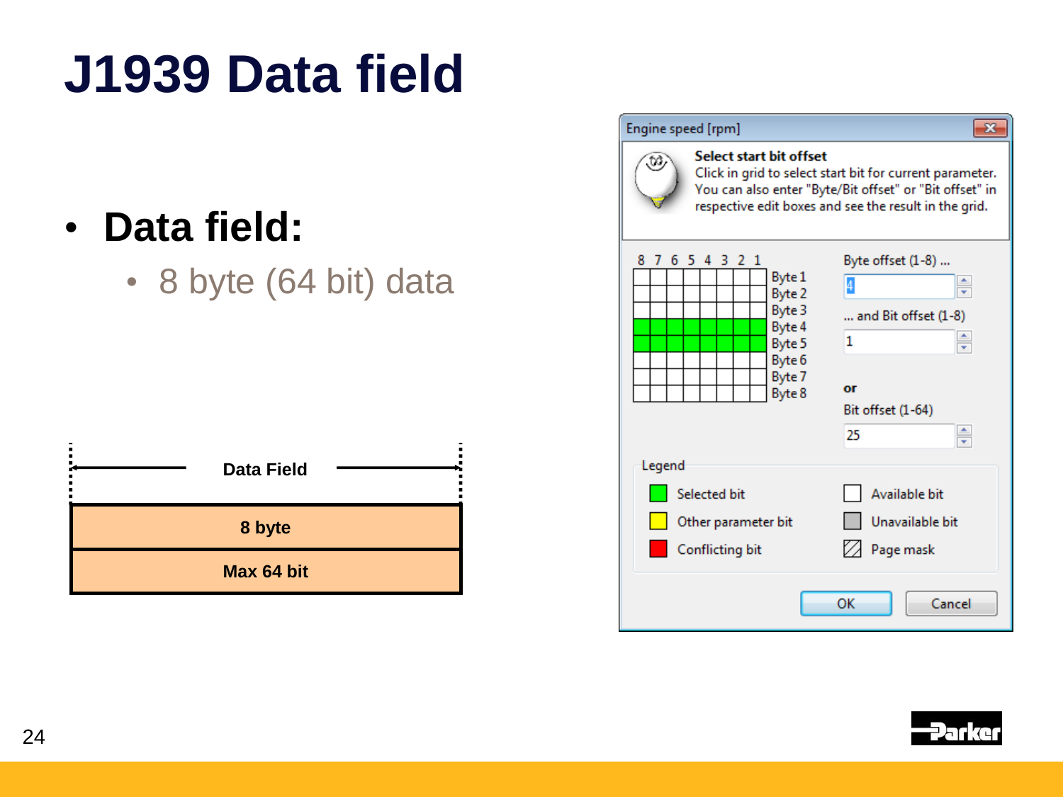# J1939 Data field

- **Data field:**
  - 8 byte (64 bit) data

**Data Field**

| 8 byte |
| --- |
| Max 64 bit |

**Engine speed [rpm]**

**Select start bit offset**

Click in grid to select start bit for current parameter. You can also enter "Byte/Bit offset" or "Bit offset" in respective edit boxes and see the result in the grid.

8 7 6 5 4 3 2 1

Byte 1
Byte 2
Byte 3
Byte 4
Byte 5
Byte 6
Byte 7
Byte 8

Byte offset (1-8) ...

4

... and Bit offset (1-8)

1

or

Bit offset (1-64)

25

Legend

- Selected bit
- Other parameter bit
- Conflicting bit
- Available bit
- Unavailable bit
- Page mask

OK Cancel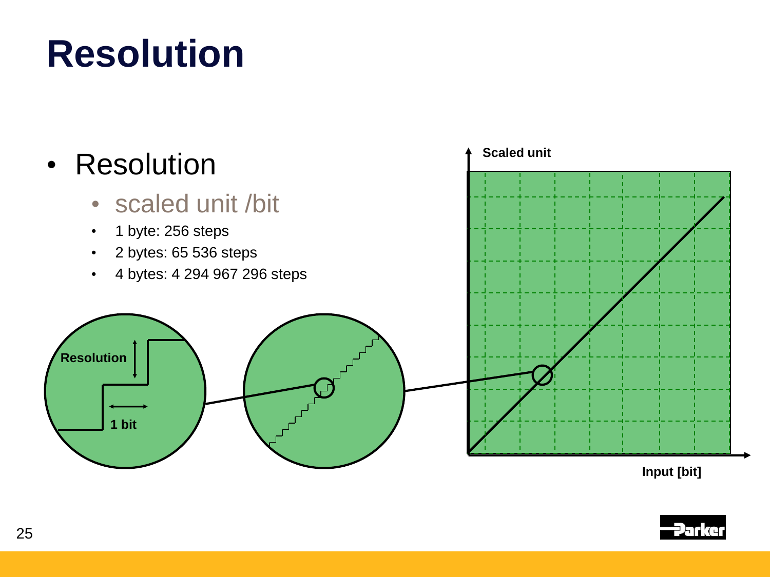# Resolution

- Resolution
  - scaled unit /bit
  - 1 byte: 256 steps
  - 2 bytes: 65 536 steps
  - 4 bytes: 4 294 967 296 steps

Resolution

1 bit

Scaled unit

Input [bit]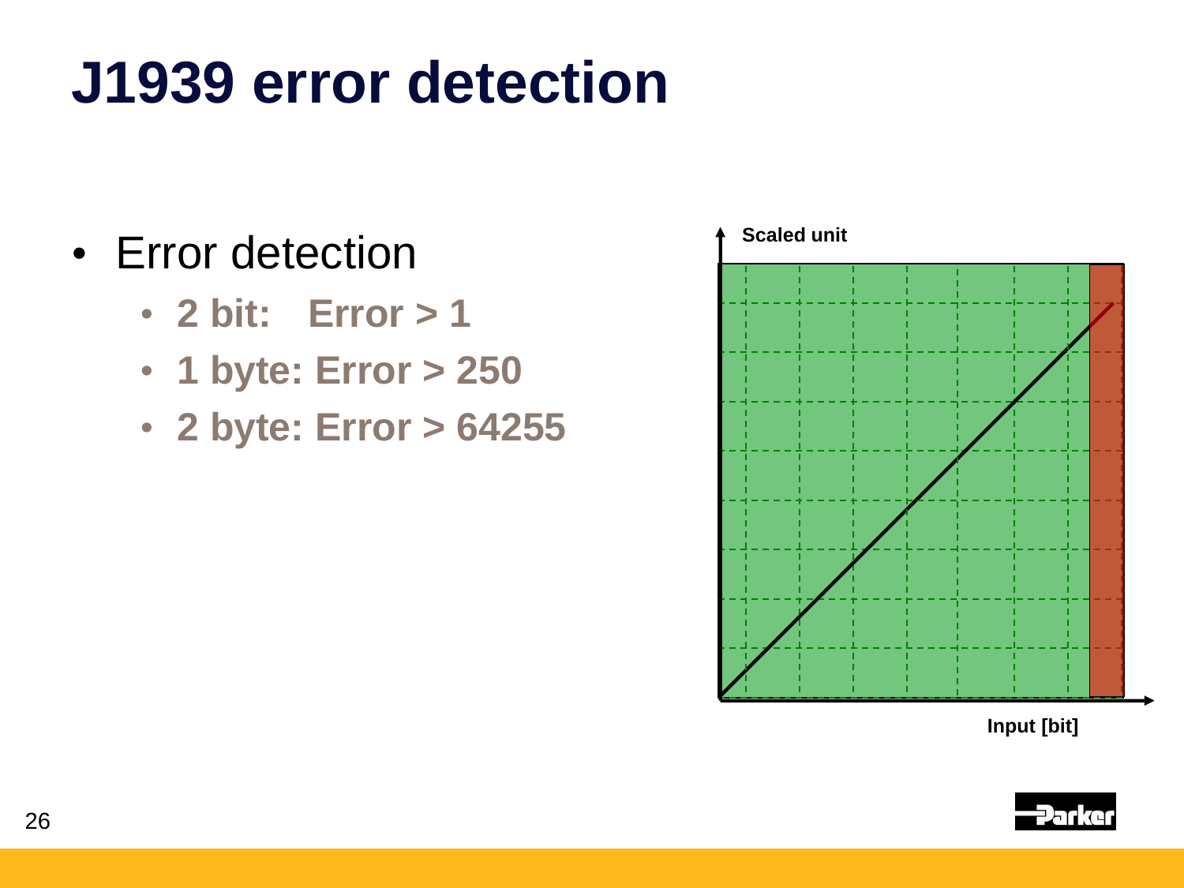# J1939 error detection

- Error detection
  - **2 bit: Error > 1**
  - **1 byte: Error > 250**
  - **2 byte: Error > 64255**

**Scaled unit**

**Input [bit]**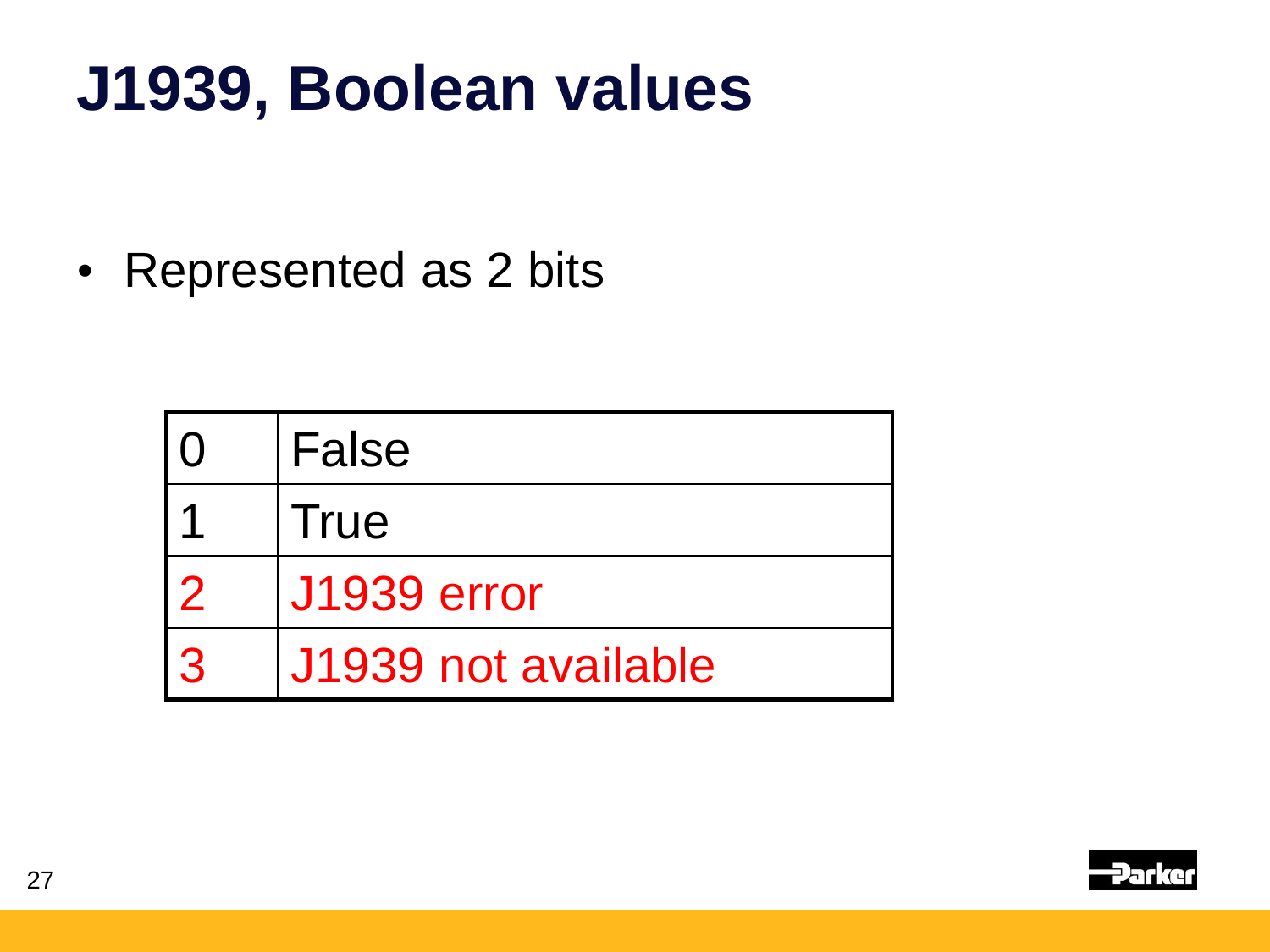# J1939, Boolean values

- Represented as 2 bits

| | |
|---|---|
| 0 | False |
| 1 | True |
| 2 | J1939 error |
| 3 | J1939 not available |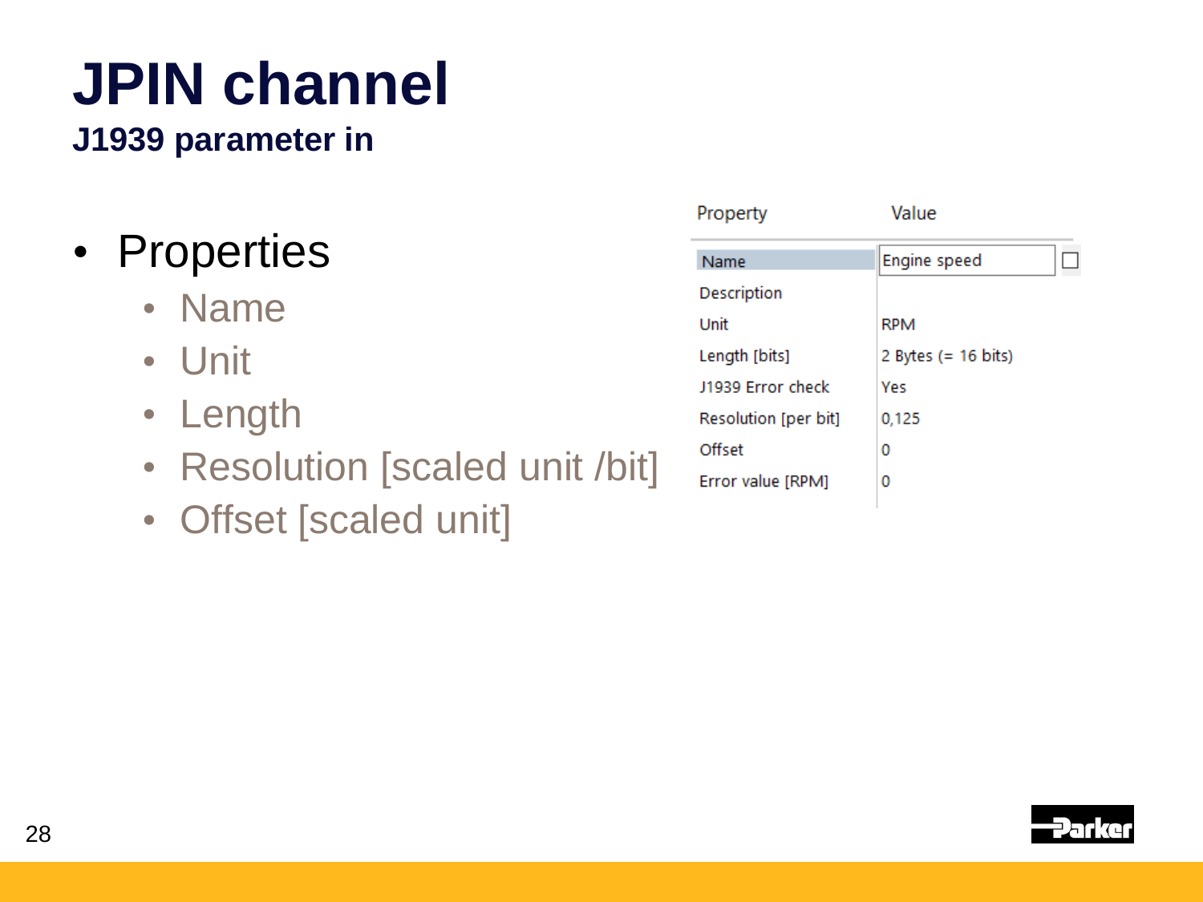# JPIN channel

## J1939 parameter in

- Properties
  - Name
  - Unit
  - Length
  - Resolution [scaled unit /bit]
  - Offset [scaled unit]

| Property | Value |
|---|---|
| Name | Engine speed |
| Description | |
| Unit | RPM |
| Length [bits] | 2 Bytes (= 16 bits) |
| J1939 Error check | Yes |
| Resolution [per bit] | 0,125 |
| Offset | 0 |
| Error value [RPM] | 0 |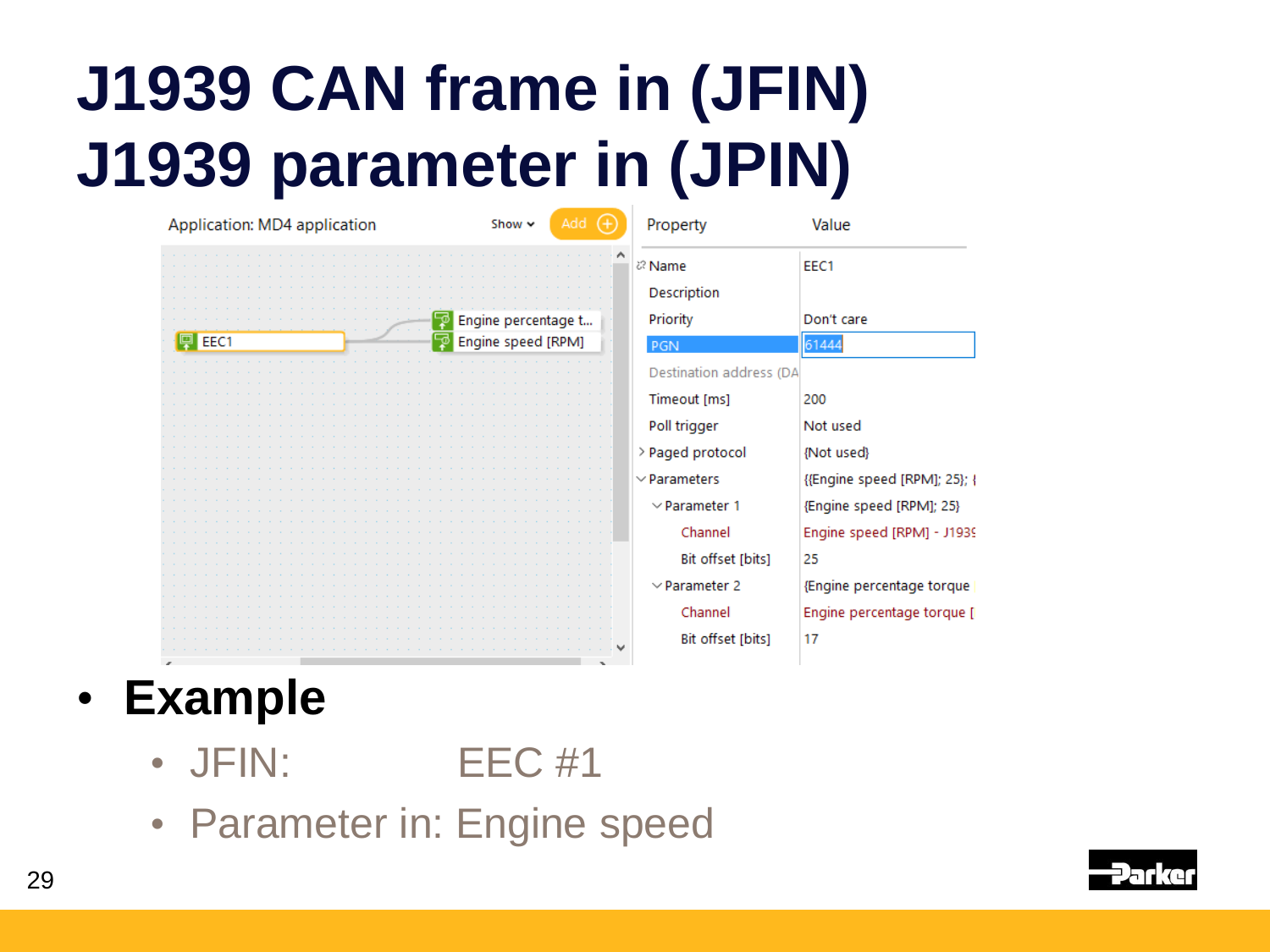# J1939 CAN frame in (JFIN)
# J1939 parameter in (JPIN)

Application: MD4 application  Show  Add

EEC1 → Engine percentage t... / Engine speed [RPM]

| Property | Value |
|---|---|
| Name | EEC1 |
| Description | |
| Priority | Don't care |
| PGN | 61444 |
| Destination address (DA | |
| Timeout [ms] | 200 |
| Poll trigger | Not used |
| Paged protocol | {Not used} |
| Parameters | {{Engine speed [RPM]; 25}; { |
| Parameter 1 | {Engine speed [RPM]; 25} |
| Channel | Engine speed [RPM] - J1939 |
| Bit offset [bits] | 25 |
| Parameter 2 | {Engine percentage torque |
| Channel | Engine percentage torque [ |
| Bit offset [bits] | 17 |

- **Example**
  - JFIN: EEC #1
  - Parameter in: Engine speed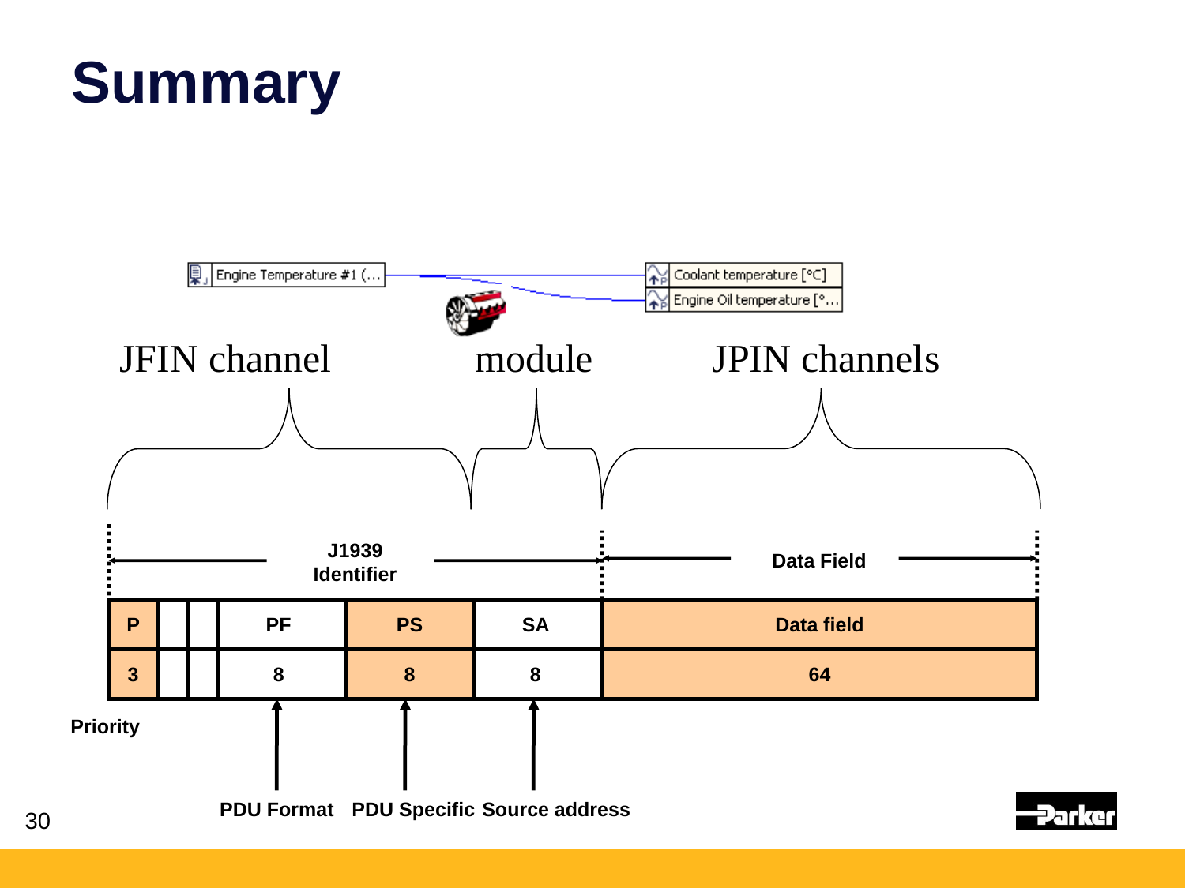# Summary

Engine Temperature #1 (...

Coolant temperature [°C]

Engine Oil temperature [°...

JFIN channel    module    JPIN channels

J1939 Identifier    Data Field

| P | | | PF | PS | SA | Data field |
|---|---|---|---|---|---|---|
| 3 | | | 8 | 8 | 8 | 64 |

Priority

PDU Format    PDU Specific    Source address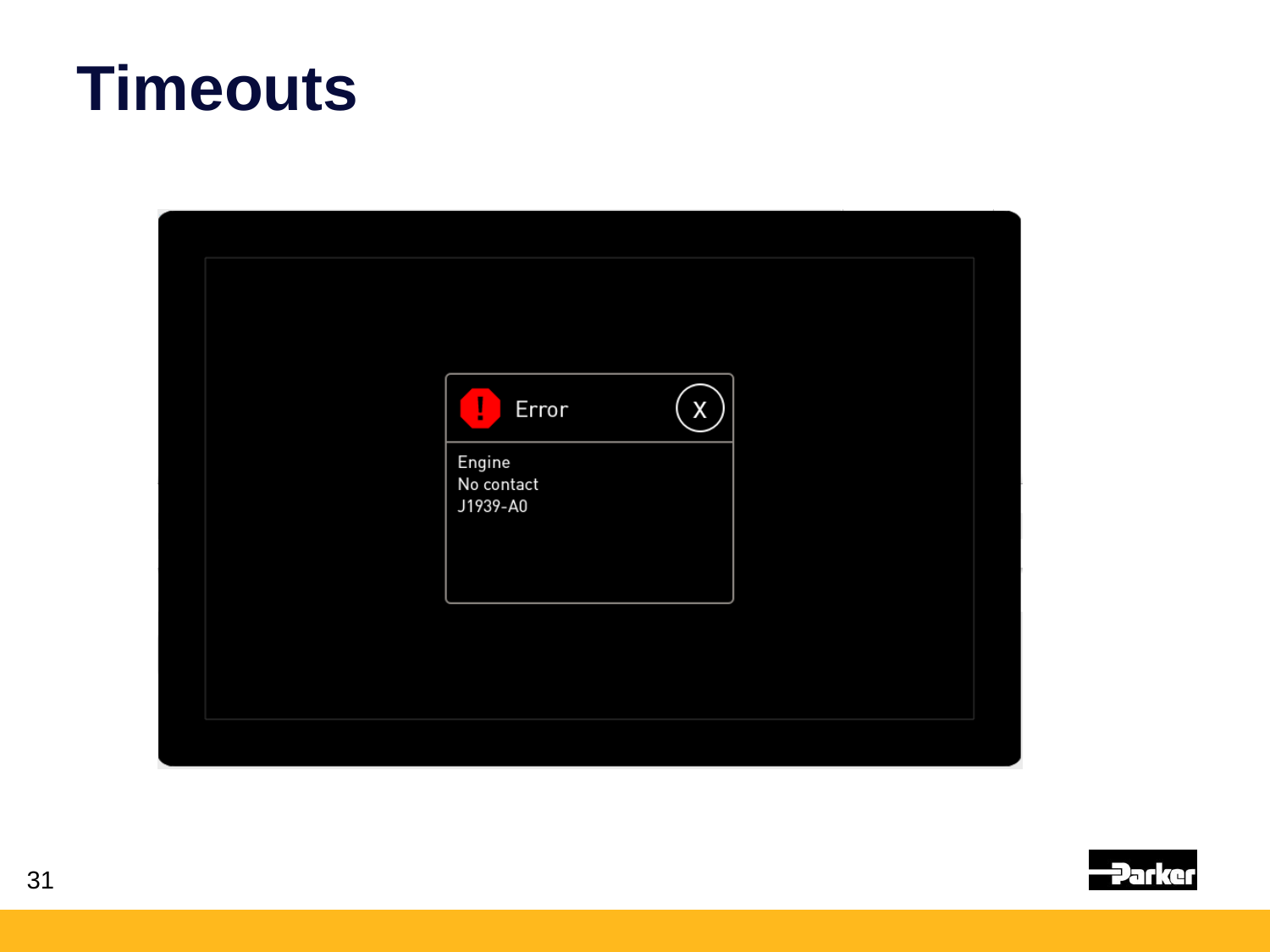# Timeouts

Error

Engine
No contact
J1939-A0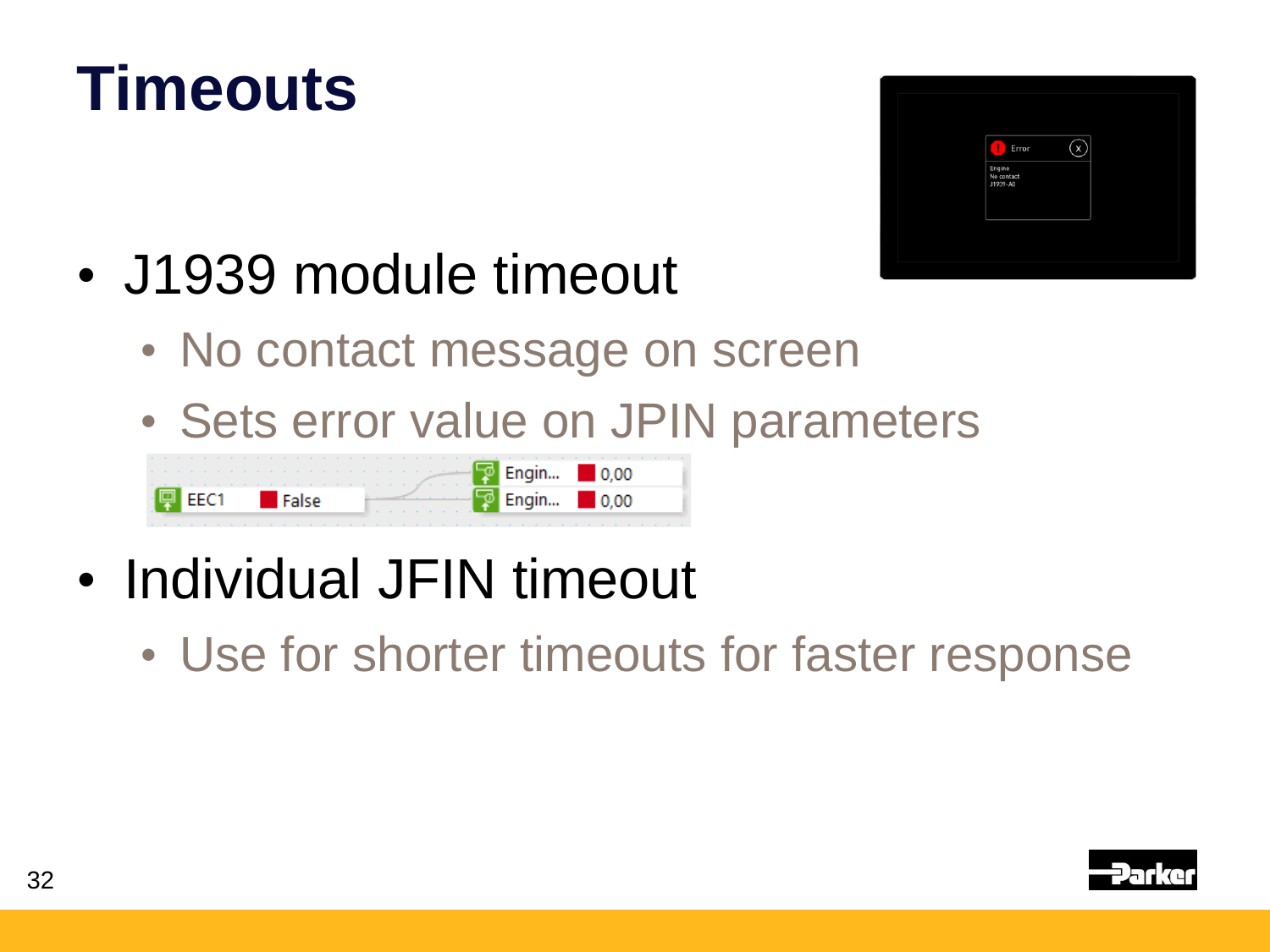# Timeouts

- J1939 module timeout
  - No contact message on screen
  - Sets error value on JPIN parameters
- Individual JFIN timeout
  - Use for shorter timeouts for faster response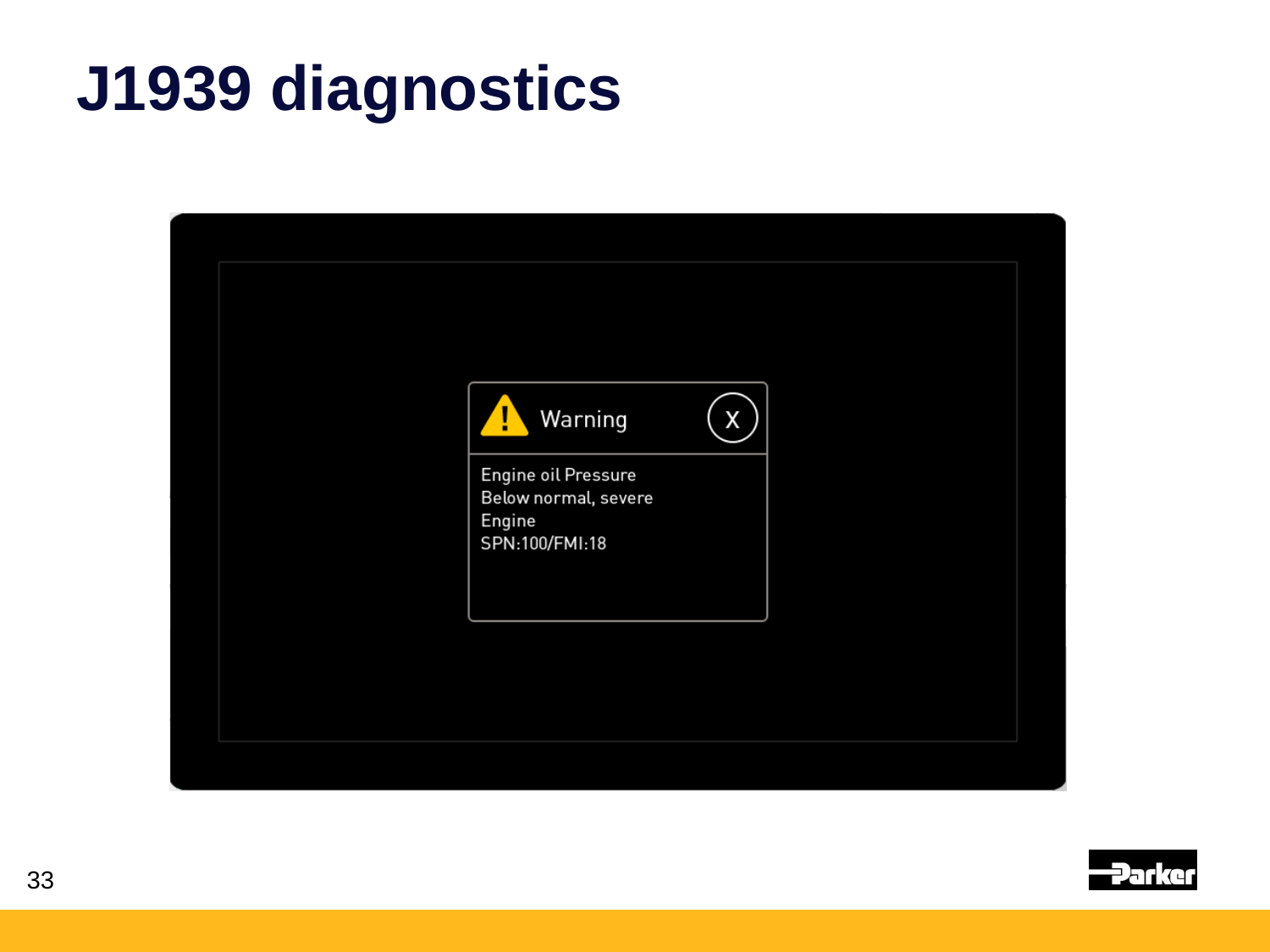# J1939 diagnostics

Warning

Engine oil Pressure
Below normal, severe
Engine
SPN:100/FMI:18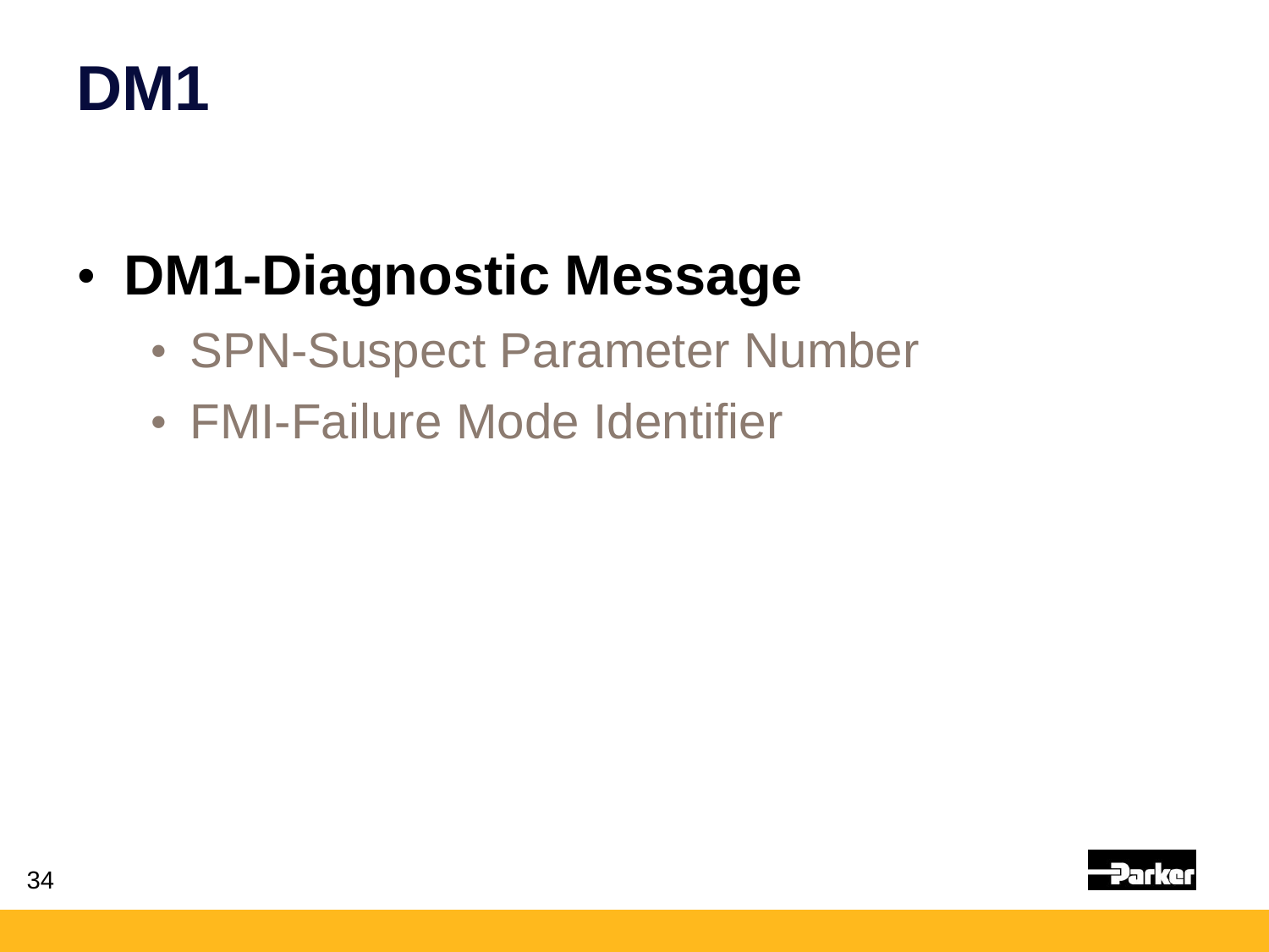# DM1

- **DM1-Diagnostic Message**
  - SPN-Suspect Parameter Number
  - FMI-Failure Mode Identifier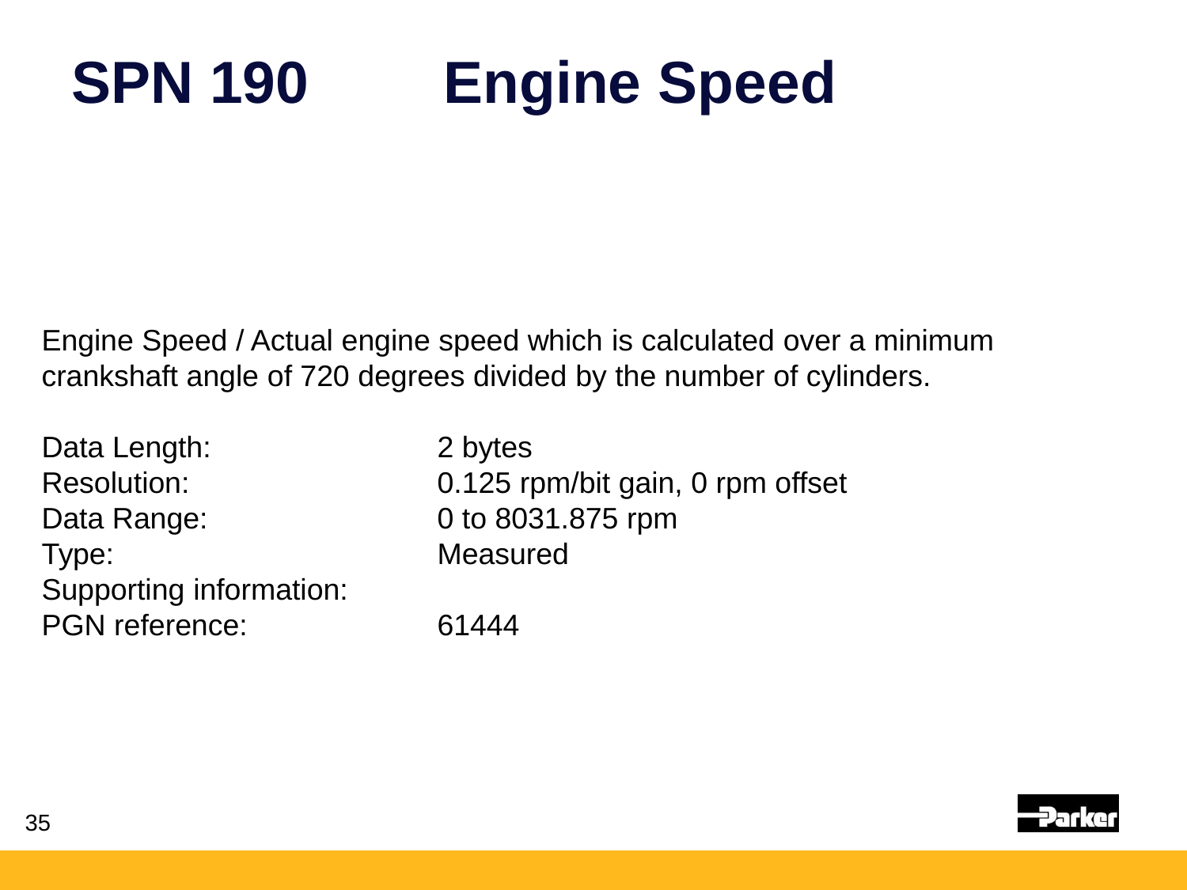# SPN 190 Engine Speed

Engine Speed / Actual engine speed which is calculated over a minimum crankshaft angle of 720 degrees divided by the number of cylinders.

| | |
|---|---|
| Data Length: | 2 bytes |
| Resolution: | 0.125 rpm/bit gain, 0 rpm offset |
| Data Range: | 0 to 8031.875 rpm |
| Type: | Measured |
| Supporting information: | |
| PGN reference: | 61444 |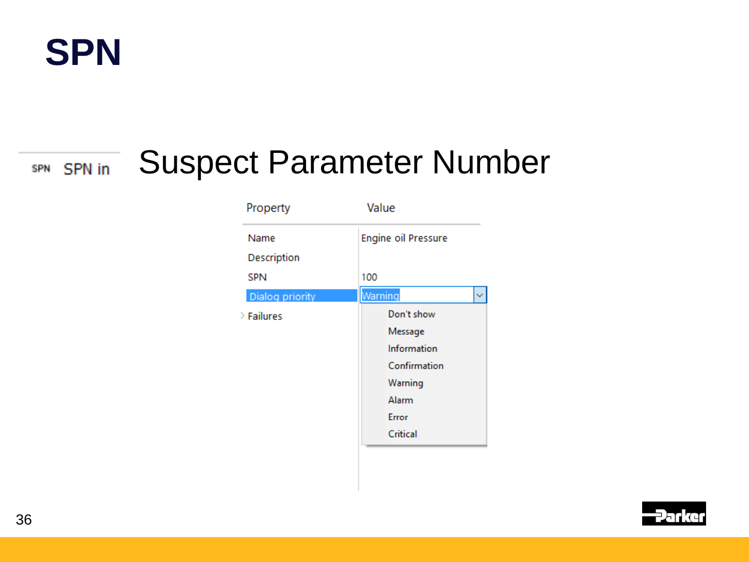# SPN

SPN SPN in

## Suspect Parameter Number

| Property | Value |
|---|---|
| Name | Engine oil Pressure |
| Description | |
| SPN | 100 |
| Dialog priority | Warning |
| Failures | |

Dialog priority options:

- Don't show
- Message
- Information
- Confirmation
- Warning
- Alarm
- Error
- Critical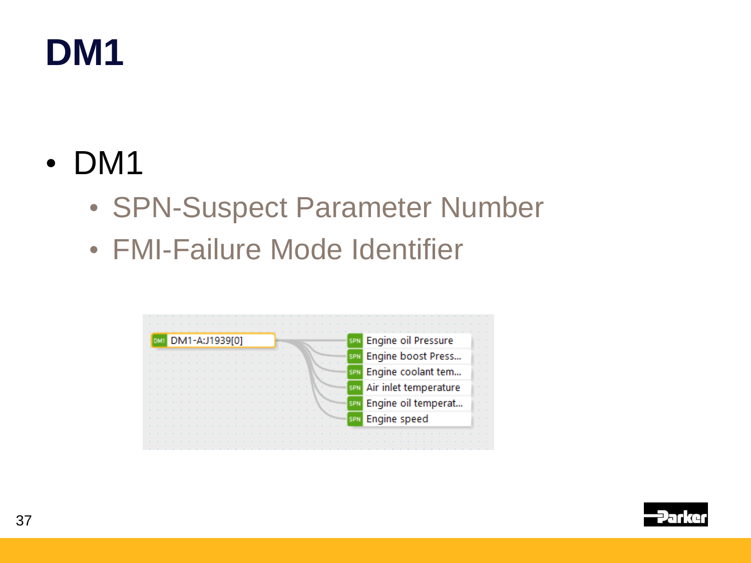# DM1

- DM1
  - SPN-Suspect Parameter Number
  - FMI-Failure Mode Identifier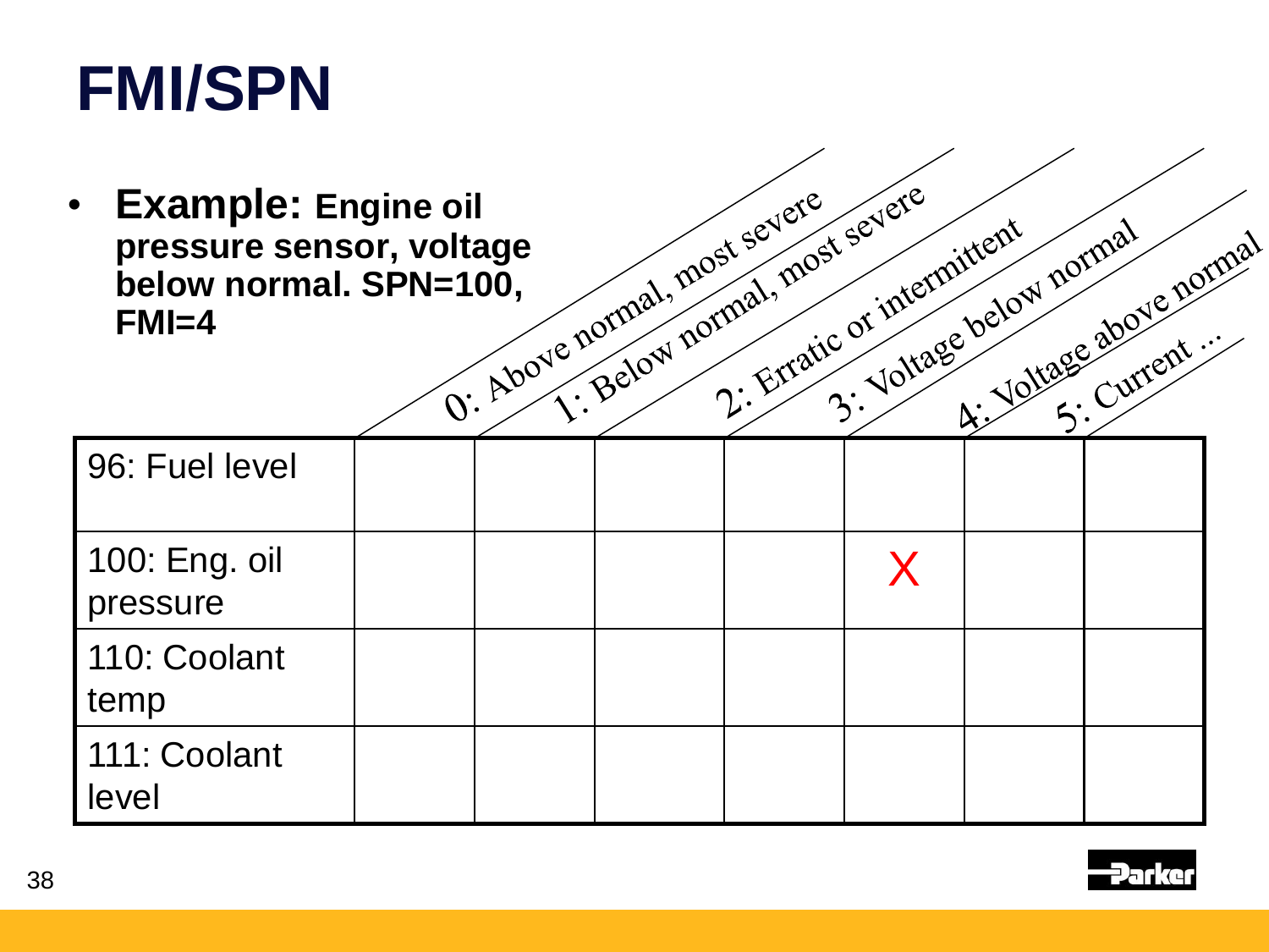# FMI/SPN

- **Example: Engine oil pressure sensor, voltage below normal. SPN=100, FMI=4**

| | 0: Above normal, most severe | 1: Below normal, most severe | 2: Erratic or intermittent | 3: Voltage below normal | 4: Voltage above normal | 5: Current ... | |
|---|---|---|---|---|---|---|---|
| 96: Fuel level | | | | | | | |
| 100: Eng. oil pressure | | | | | X | | |
| 110: Coolant temp | | | | | | | |
| 111: Coolant level | | | | | | | |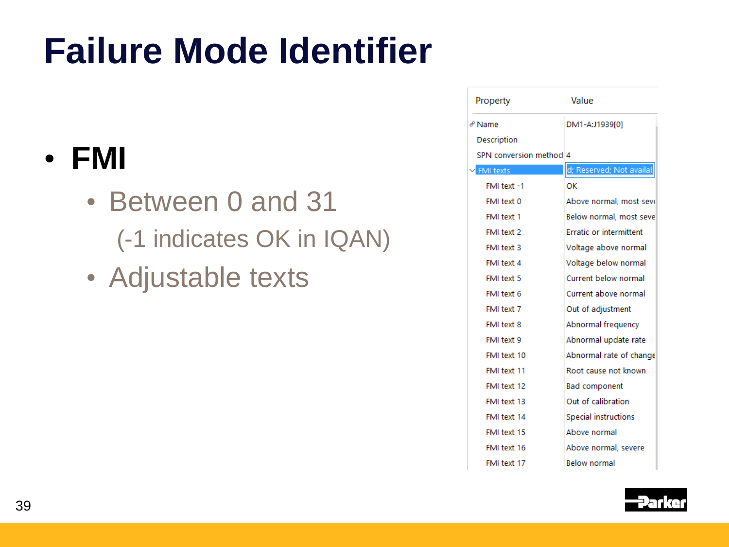# Failure Mode Identifier

- **FMI**
  - Between 0 and 31
    (-1 indicates OK in IQAN)
  - Adjustable texts

| Property | Value |
|---|---|
| Name | DM1-A:J1939[0] |
| Description | |
| SPN conversion method | 4 |
| FMI texts | d; Reserved; Not availab |
| FMI text -1 | OK |
| FMI text 0 | Above normal, most seve |
| FMI text 1 | Below normal, most seve |
| FMI text 2 | Erratic or intermittent |
| FMI text 3 | Voltage above normal |
| FMI text 4 | Voltage below normal |
| FMI text 5 | Current below normal |
| FMI text 6 | Current above normal |
| FMI text 7 | Out of adjustment |
| FMI text 8 | Abnormal frequency |
| FMI text 9 | Abnormal update rate |
| FMI text 10 | Abnormal rate of change |
| FMI text 11 | Root cause not known |
| FMI text 12 | Bad component |
| FMI text 13 | Out of calibration |
| FMI text 14 | Special instructions |
| FMI text 15 | Above normal |
| FMI text 16 | Above normal, severe |
| FMI text 17 | Below normal |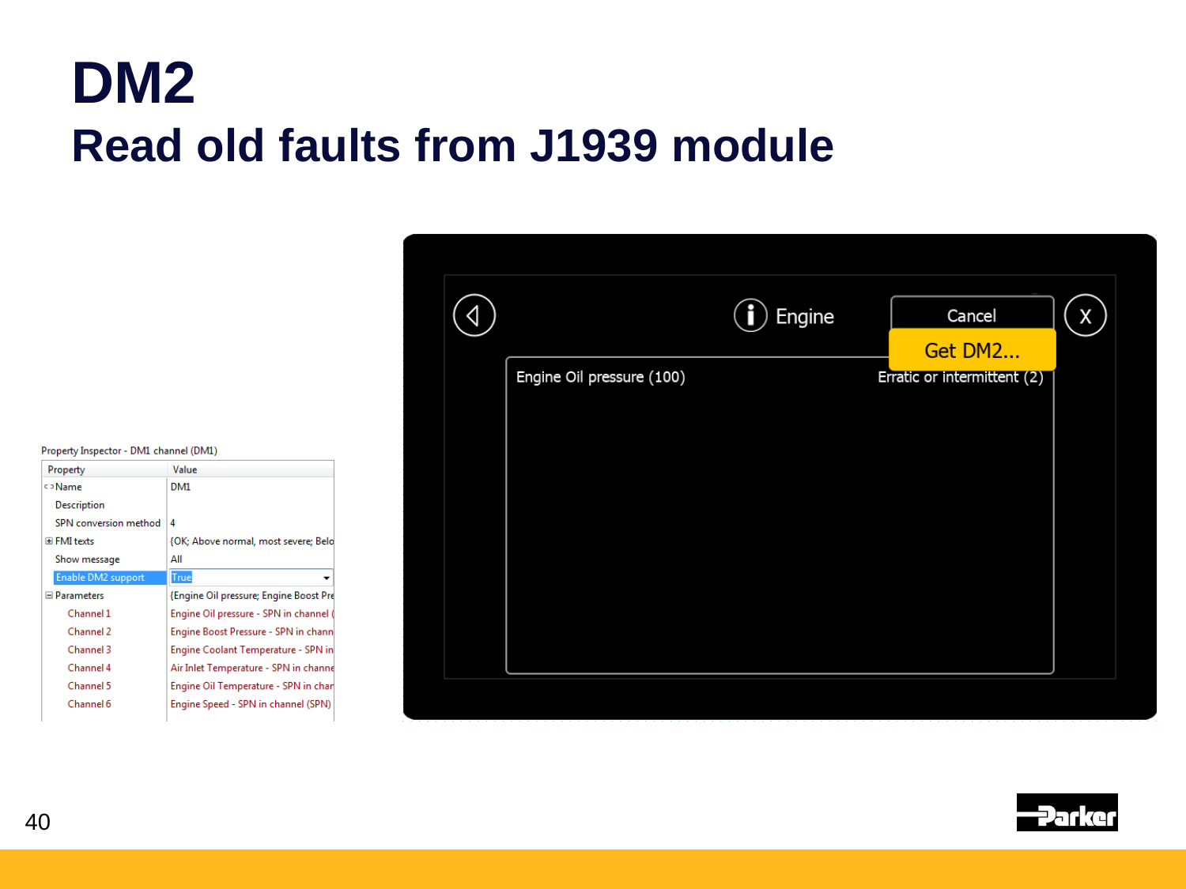# DM2

## Read old faults from J1939 module

Property Inspector - DM1 channel (DM1)

| Property | Value |
|---|---|
| Name | DM1 |
| Description | |
| SPN conversion method | 4 |
| FMI texts | {OK; Above normal, most severe; Belo |
| Show message | All |
| Enable DM2 support | True |
| Parameters | {Engine Oil pressure; Engine Boost Pre |
| Channel 1 | Engine Oil pressure - SPN in channel ( |
| Channel 2 | Engine Boost Pressure - SPN in chann |
| Channel 3 | Engine Coolant Temperature - SPN in |
| Channel 4 | Air Inlet Temperature - SPN in channe |
| Channel 5 | Engine Oil Temperature - SPN in char |
| Channel 6 | Engine Speed - SPN in channel (SPN) |

Engine

Cancel

Get DM2...

Engine Oil pressure (100) | Erratic or intermittent (2)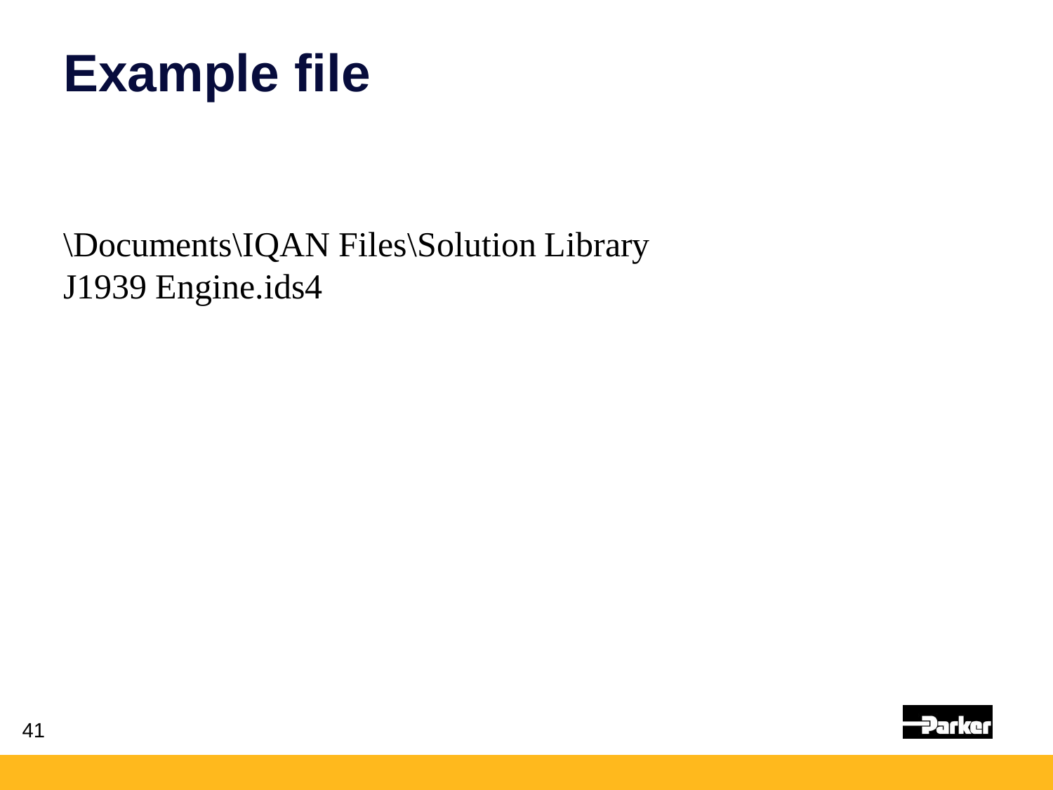# Example file

\Documents\IQAN Files\Solution Library
J1939 Engine.ids4